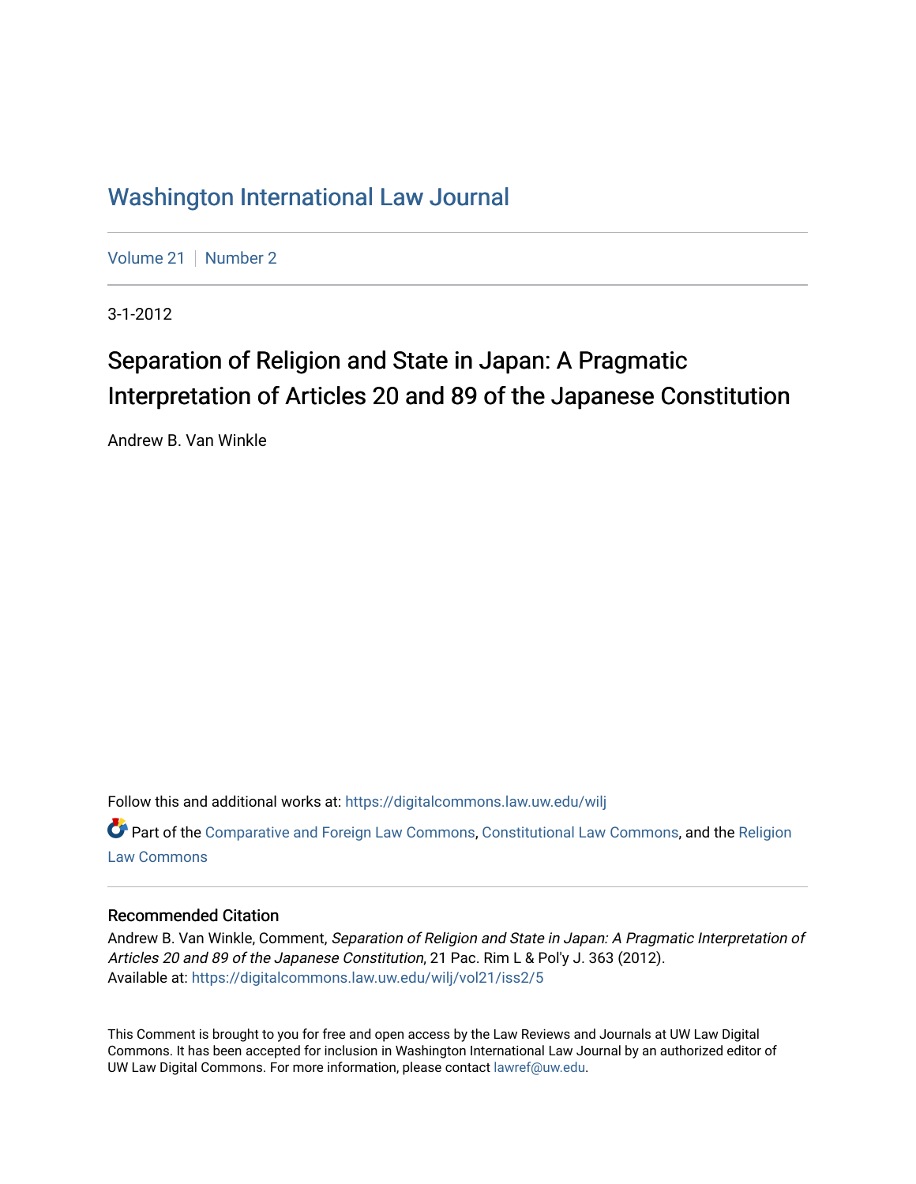# Washington International Law Journal

Volume 21 | Number 2

3-1-2012

## Separation of Religion and State in Japan: A Pragmatic Interpretation of Articles 20 and 89 of the Japanese Constitution

Andrew B. Van Winkle

Follow this and additional works at: https://digitalcommons.law.uw.edu/wilj

Part of the Comparative and Foreign Law Commons, Constitutional Law Commons, and the Religion Law Commons

### Recommended Citation

Andrew B. Van Winkle, Comment, *Separation of Religion and State in Japan: A Pragmatic Interpretation of Articles 20 and 89 of the Japanese Constitution*, 21 Pac. Rim L & Pol'y J. 363 (2012).
Available at: https://digitalcommons.law.uw.edu/wilj/vol21/iss2/5

This Comment is brought to you for free and open access by the Law Reviews and Journals at UW Law Digital Commons. It has been accepted for inclusion in Washington International Law Journal by an authorized editor of UW Law Digital Commons. For more information, please contact lawref@uw.edu.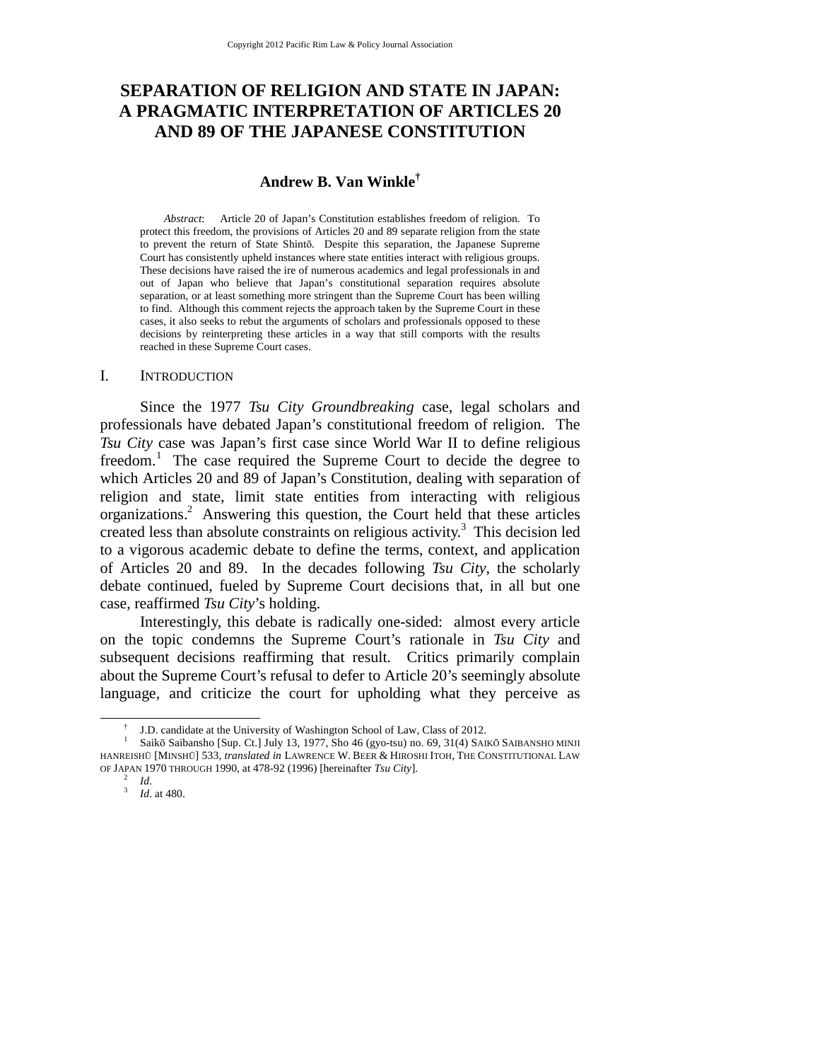# SEPARATION OF RELIGION AND STATE IN JAPAN: A PRAGMATIC INTERPRETATION OF ARTICLES 20 AND 89 OF THE JAPANESE CONSTITUTION

**Andrew B. Van Winkle**[†]

*Abstract*: Article 20 of Japan's Constitution establishes freedom of religion. To protect this freedom, the provisions of Articles 20 and 89 separate religion from the state to prevent the return of State Shintō. Despite this separation, the Japanese Supreme Court has consistently upheld instances where state entities interact with religious groups. These decisions have raised the ire of numerous academics and legal professionals in and out of Japan who believe that Japan's constitutional separation requires absolute separation, or at least something more stringent than the Supreme Court has been willing to find. Although this comment rejects the approach taken by the Supreme Court in these cases, it also seeks to rebut the arguments of scholars and professionals opposed to these decisions by reinterpreting these articles in a way that still comports with the results reached in these Supreme Court cases.

## I. INTRODUCTION

Since the 1977 *Tsu City Groundbreaking* case, legal scholars and professionals have debated Japan's constitutional freedom of religion. The *Tsu City* case was Japan's first case since World War II to define religious freedom.[1] The case required the Supreme Court to decide the degree to which Articles 20 and 89 of Japan's Constitution, dealing with separation of religion and state, limit state entities from interacting with religious organizations.[2] Answering this question, the Court held that these articles created less than absolute constraints on religious activity.[3] This decision led to a vigorous academic debate to define the terms, context, and application of Articles 20 and 89. In the decades following *Tsu City*, the scholarly debate continued, fueled by Supreme Court decisions that, in all but one case, reaffirmed *Tsu City*'s holding.

Interestingly, this debate is radically one-sided: almost every article on the topic condemns the Supreme Court's rationale in *Tsu City* and subsequent decisions reaffirming that result. Critics primarily complain about the Supreme Court's refusal to defer to Article 20's seemingly absolute language, and criticize the court for upholding what they perceive as

---

[†] J.D. candidate at the University of Washington School of Law, Class of 2012.

[1] Saikō Saibansho [Sup. Ct.] July 13, 1977, Sho 46 (gyo-tsu) no. 69, 31(4) SAIKŌ SAIBANSHO MINJI HANREISHŪ [MINSHŪ] 533, *translated in* LAWRENCE W. BEER & HIROSHI ITOH, THE CONSTITUTIONAL LAW OF JAPAN 1970 THROUGH 1990, at 478-92 (1996) [hereinafter *Tsu City*].

[2] *Id*.

[3] *Id*. at 480.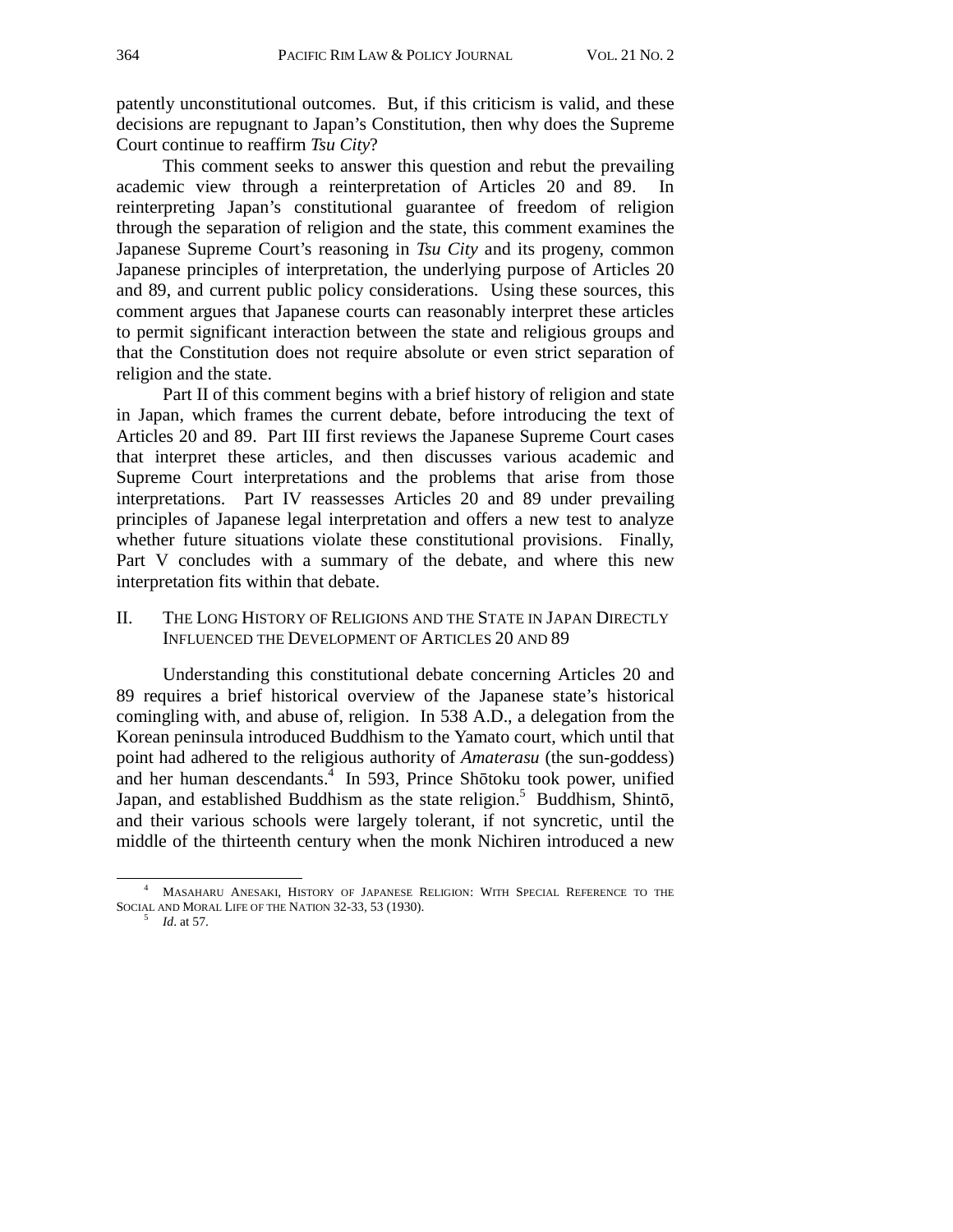patently unconstitutional outcomes. But, if this criticism is valid, and these decisions are repugnant to Japan's Constitution, then why does the Supreme Court continue to reaffirm *Tsu City*?

This comment seeks to answer this question and rebut the prevailing academic view through a reinterpretation of Articles 20 and 89. In reinterpreting Japan's constitutional guarantee of freedom of religion through the separation of religion and the state, this comment examines the Japanese Supreme Court's reasoning in *Tsu City* and its progeny, common Japanese principles of interpretation, the underlying purpose of Articles 20 and 89, and current public policy considerations. Using these sources, this comment argues that Japanese courts can reasonably interpret these articles to permit significant interaction between the state and religious groups and that the Constitution does not require absolute or even strict separation of religion and the state.

Part II of this comment begins with a brief history of religion and state in Japan, which frames the current debate, before introducing the text of Articles 20 and 89. Part III first reviews the Japanese Supreme Court cases that interpret these articles, and then discusses various academic and Supreme Court interpretations and the problems that arise from those interpretations. Part IV reassesses Articles 20 and 89 under prevailing principles of Japanese legal interpretation and offers a new test to analyze whether future situations violate these constitutional provisions. Finally, Part V concludes with a summary of the debate, and where this new interpretation fits within that debate.

## II. The Long History of Religions and the State in Japan Directly Influenced the Development of Articles 20 and 89

Understanding this constitutional debate concerning Articles 20 and 89 requires a brief historical overview of the Japanese state's historical comingling with, and abuse of, religion. In 538 A.D., a delegation from the Korean peninsula introduced Buddhism to the Yamato court, which until that point had adhered to the religious authority of *Amaterasu* (the sun-goddess) and her human descendants.[4] In 593, Prince Shōtoku took power, unified Japan, and established Buddhism as the state religion.[5] Buddhism, Shintō, and their various schools were largely tolerant, if not syncretic, until the middle of the thirteenth century when the monk Nichiren introduced a new

---

[4] Masaharu Anesaki, History of Japanese Religion: With Special Reference to the Social and Moral Life of the Nation 32-33, 53 (1930).

[5] *Id*. at 57.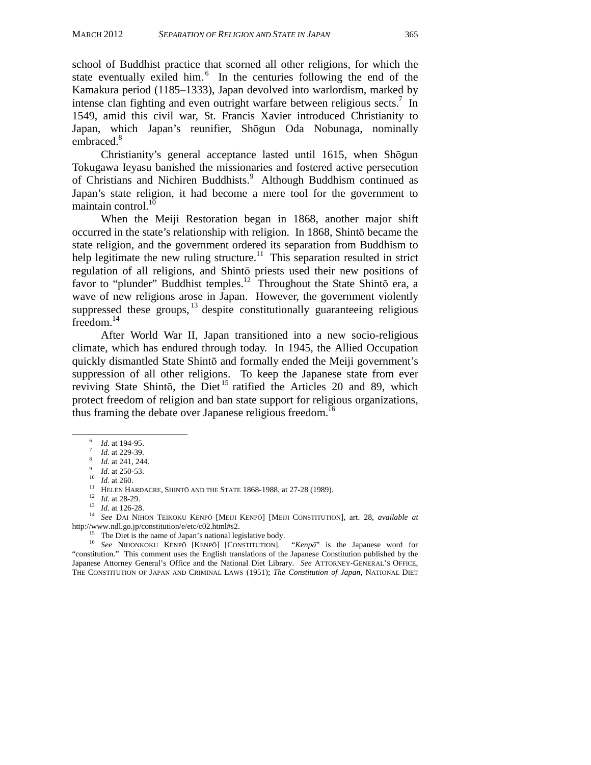school of Buddhist practice that scorned all other religions, for which the state eventually exiled him.[6] In the centuries following the end of the Kamakura period (1185–1333), Japan devolved into warlordism, marked by intense clan fighting and even outright warfare between religious sects.[7] In 1549, amid this civil war, St. Francis Xavier introduced Christianity to Japan, which Japan's reunifier, Shōgun Oda Nobunaga, nominally embraced.[8]

Christianity's general acceptance lasted until 1615, when Shōgun Tokugawa Ieyasu banished the missionaries and fostered active persecution of Christians and Nichiren Buddhists.[9] Although Buddhism continued as Japan's state religion, it had become a mere tool for the government to maintain control.[10]

When the Meiji Restoration began in 1868, another major shift occurred in the state's relationship with religion. In 1868, Shintō became the state religion, and the government ordered its separation from Buddhism to help legitimate the new ruling structure.[11] This separation resulted in strict regulation of all religions, and Shintō priests used their new positions of favor to "plunder" Buddhist temples.[12] Throughout the State Shintō era, a wave of new religions arose in Japan. However, the government violently suppressed these groups,[13] despite constitutionally guaranteeing religious freedom.[14]

After World War II, Japan transitioned into a new socio-religious climate, which has endured through today. In 1945, the Allied Occupation quickly dismantled State Shintō and formally ended the Meiji government's suppression of all other religions. To keep the Japanese state from ever reviving State Shintō, the Diet[15] ratified the Articles 20 and 89, which protect freedom of religion and ban state support for religious organizations, thus framing the debate over Japanese religious freedom.[16]

---

[6] *Id*. at 194-95.

[7] *Id*. at 229-39.

[8] *Id*. at 241, 244.

[9] *Id*. at 250-53.

[10] *Id*. at 260.

[11] HELEN HARDACRE, SHINTŌ AND THE STATE 1868-1988, at 27-28 (1989).

[12] *Id.* at 28-29.

[13] *Id.* at 126-28.

[14] *See* DAI NIHON TEIKOKU KENPŌ [MEIJI KENPŌ] [MEIJI CONSTITUTION], art. 28, *available at* http://www.ndl.go.jp/constitution/e/etc/c02.html#s2.

[15] The Diet is the name of Japan's national legislative body.

[16] *See* NIHONKOKU KENPŌ [KENPŌ] [CONSTITUTION]. "*Kenpō*" is the Japanese word for "constitution." This comment uses the English translations of the Japanese Constitution published by the Japanese Attorney General's Office and the National Diet Library. *See* ATTORNEY-GENERAL'S OFFICE, THE CONSTITUTION OF JAPAN AND CRIMINAL LAWS (1951); *The Constitution of Japan*, NATIONAL DIET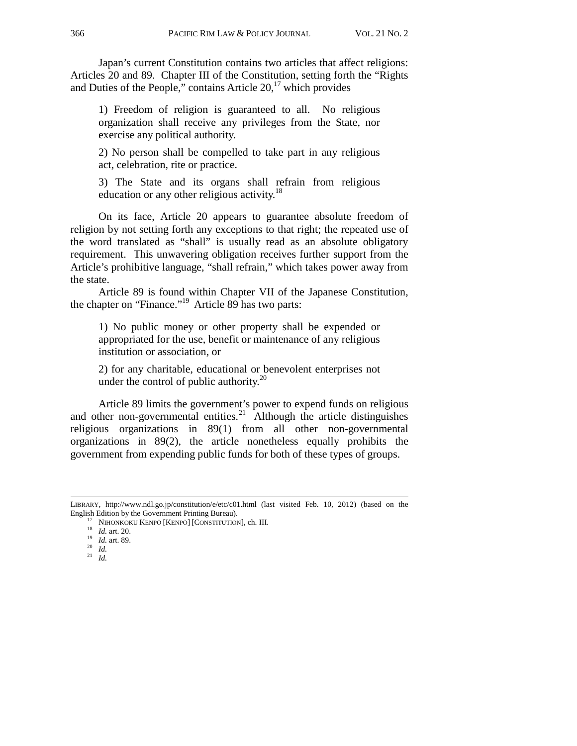Japan's current Constitution contains two articles that affect religions: Articles 20 and 89. Chapter III of the Constitution, setting forth the "Rights and Duties of the People," contains Article 20,[17] which provides

> 1) Freedom of religion is guaranteed to all. No religious organization shall receive any privileges from the State, nor exercise any political authority.
>
> 2) No person shall be compelled to take part in any religious act, celebration, rite or practice.
>
> 3) The State and its organs shall refrain from religious education or any other religious activity.[18]

On its face, Article 20 appears to guarantee absolute freedom of religion by not setting forth any exceptions to that right; the repeated use of the word translated as "shall" is usually read as an absolute obligatory requirement. This unwavering obligation receives further support from the Article's prohibitive language, "shall refrain," which takes power away from the state.

Article 89 is found within Chapter VII of the Japanese Constitution, the chapter on "Finance."[19] Article 89 has two parts:

> 1) No public money or other property shall be expended or appropriated for the use, benefit or maintenance of any religious institution or association, or
>
> 2) for any charitable, educational or benevolent enterprises not under the control of public authority.[20]

Article 89 limits the government's power to expend funds on religious and other non-governmental entities.[21] Although the article distinguishes religious organizations in 89(1) from all other non-governmental organizations in 89(2), the article nonetheless equally prohibits the government from expending public funds for both of these types of groups.

---

LIBRARY, http://www.ndl.go.jp/constitution/e/etc/c01.html (last visited Feb. 10, 2012) (based on the English Edition by the Government Printing Bureau).

[17] NIHONKOKU KENPŌ [KENPŌ] [CONSTITUTION], ch. III.

[18] *Id.* art. 20.

[19] *Id.* art. 89.

[20] *Id.*

[21] *Id.*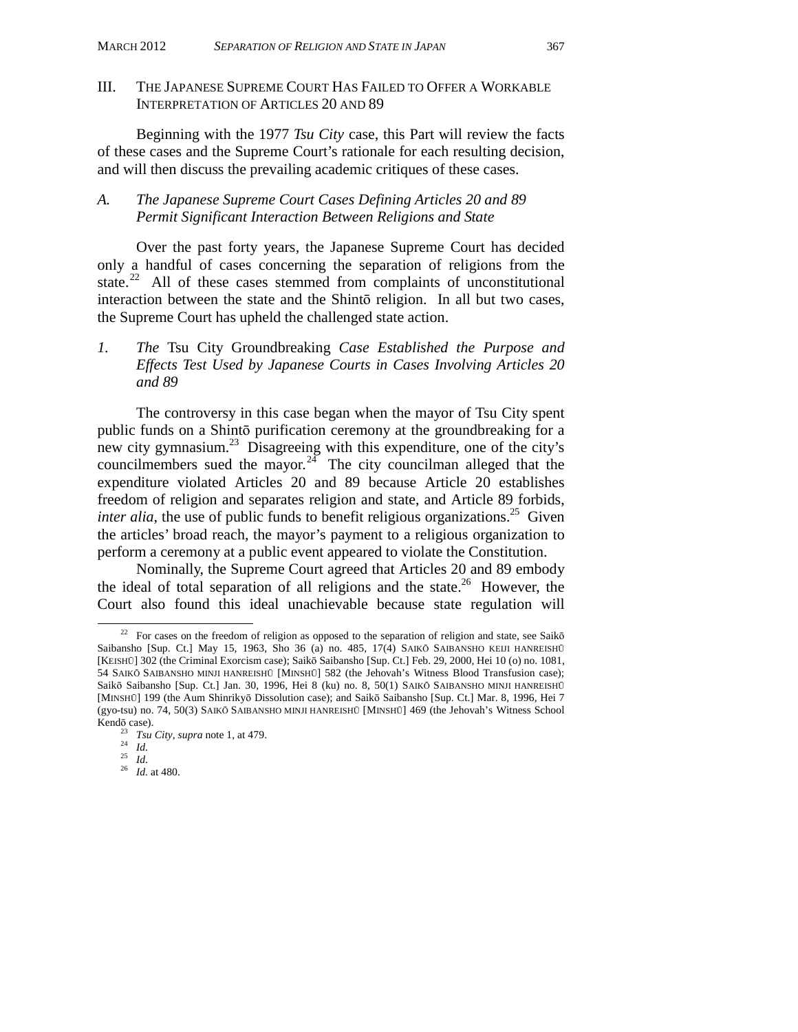## III. THE JAPANESE SUPREME COURT HAS FAILED TO OFFER A WORKABLE INTERPRETATION OF ARTICLES 20 AND 89

Beginning with the 1977 *Tsu City* case, this Part will review the facts of these cases and the Supreme Court's rationale for each resulting decision, and will then discuss the prevailing academic critiques of these cases.

### A. *The Japanese Supreme Court Cases Defining Articles 20 and 89 Permit Significant Interaction Between Religions and State*

Over the past forty years, the Japanese Supreme Court has decided only a handful of cases concerning the separation of religions from the state.[22] All of these cases stemmed from complaints of unconstitutional interaction between the state and the Shintō religion. In all but two cases, the Supreme Court has upheld the challenged state action.

#### 1. *The* Tsu City Groundbreaking *Case Established the Purpose and Effects Test Used by Japanese Courts in Cases Involving Articles 20 and 89*

The controversy in this case began when the mayor of Tsu City spent public funds on a Shintō purification ceremony at the groundbreaking for a new city gymnasium.[23] Disagreeing with this expenditure, one of the city's councilmembers sued the mayor.[24] The city councilman alleged that the expenditure violated Articles 20 and 89 because Article 20 establishes freedom of religion and separates religion and state, and Article 89 forbids, *inter alia*, the use of public funds to benefit religious organizations.[25] Given the articles' broad reach, the mayor's payment to a religious organization to perform a ceremony at a public event appeared to violate the Constitution.

Nominally, the Supreme Court agreed that Articles 20 and 89 embody the ideal of total separation of all religions and the state.[26] However, the Court also found this ideal unachievable because state regulation will

---

[22] For cases on the freedom of religion as opposed to the separation of religion and state, see Saikō Saibansho [Sup. Ct.] May 15, 1963, Sho 36 (a) no. 485, 17(4) SAIKŌ SAIBANSHO KEIJI HANREISHŪ [KEISHŪ] 302 (the Criminal Exorcism case); Saikō Saibansho [Sup. Ct.] Feb. 29, 2000, Hei 10 (o) no. 1081, 54 SAIKŌ SAIBANSHO MINJI HANREISHŪ [MINSHŪ] 582 (the Jehovah's Witness Blood Transfusion case); Saikō Saibansho [Sup. Ct.] Jan. 30, 1996, Hei 8 (ku) no. 8, 50(1) SAIKŌ SAIBANSHO MINJI HANREISHŪ [MINSHŪ] 199 (the Aum Shinrikyō Dissolution case); and Saikō Saibansho [Sup. Ct.] Mar. 8, 1996, Hei 7 (gyo-tsu) no. 74, 50(3) SAIKŌ SAIBANSHO MINJI HANREISHŪ [MINSHŪ] 469 (the Jehovah's Witness School Kendō case).

[23] *Tsu City*, *supra* note 1, at 479.

[24] *Id.*

[25] *Id.*

[26] *Id.* at 480.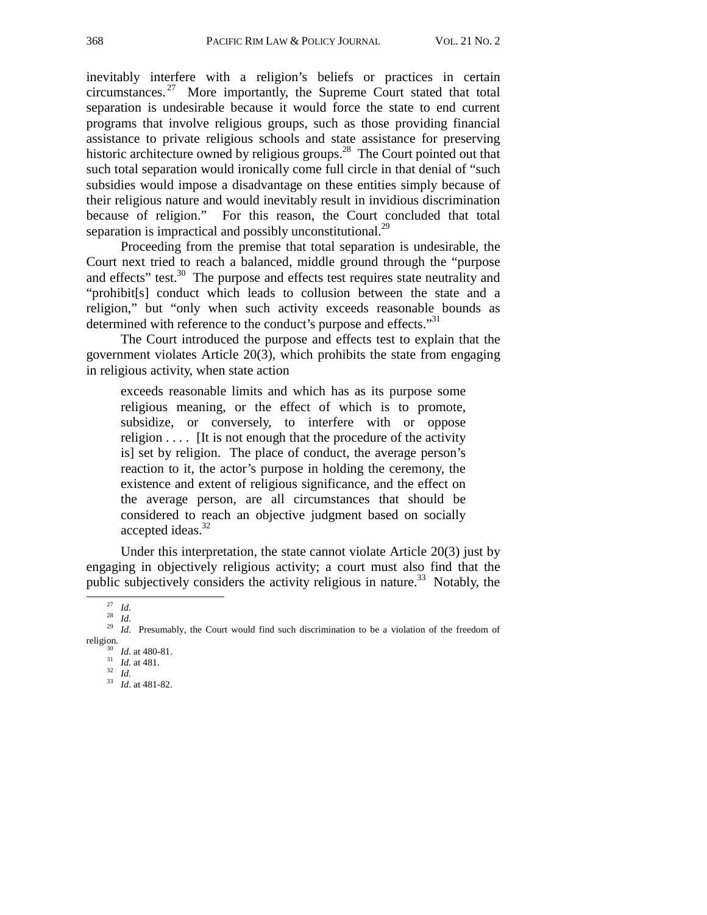inevitably interfere with a religion's beliefs or practices in certain circumstances.[27] More importantly, the Supreme Court stated that total separation is undesirable because it would force the state to end current programs that involve religious groups, such as those providing financial assistance to private religious schools and state assistance for preserving historic architecture owned by religious groups.[28] The Court pointed out that such total separation would ironically come full circle in that denial of "such subsidies would impose a disadvantage on these entities simply because of their religious nature and would inevitably result in invidious discrimination because of religion." For this reason, the Court concluded that total separation is impractical and possibly unconstitutional.[29]

Proceeding from the premise that total separation is undesirable, the Court next tried to reach a balanced, middle ground through the "purpose and effects" test.[30] The purpose and effects test requires state neutrality and "prohibit[s] conduct which leads to collusion between the state and a religion," but "only when such activity exceeds reasonable bounds as determined with reference to the conduct's purpose and effects."[31]

The Court introduced the purpose and effects test to explain that the government violates Article 20(3), which prohibits the state from engaging in religious activity, when state action

> exceeds reasonable limits and which has as its purpose some religious meaning, or the effect of which is to promote, subsidize, or conversely, to interfere with or oppose religion . . . . [It is not enough that the procedure of the activity is] set by religion. The place of conduct, the average person's reaction to it, the actor's purpose in holding the ceremony, the existence and extent of religious significance, and the effect on the average person, are all circumstances that should be considered to reach an objective judgment based on socially accepted ideas.[32]

Under this interpretation, the state cannot violate Article 20(3) just by engaging in objectively religious activity; a court must also find that the public subjectively considers the activity religious in nature.[33] Notably, the

---

[27] *Id.*

[28] *Id.*

[29] *Id.* Presumably, the Court would find such discrimination to be a violation of the freedom of religion.

[30] *Id.* at 480-81.

[31] *Id.* at 481.

[32] *Id.*

[33] *Id*. at 481-82.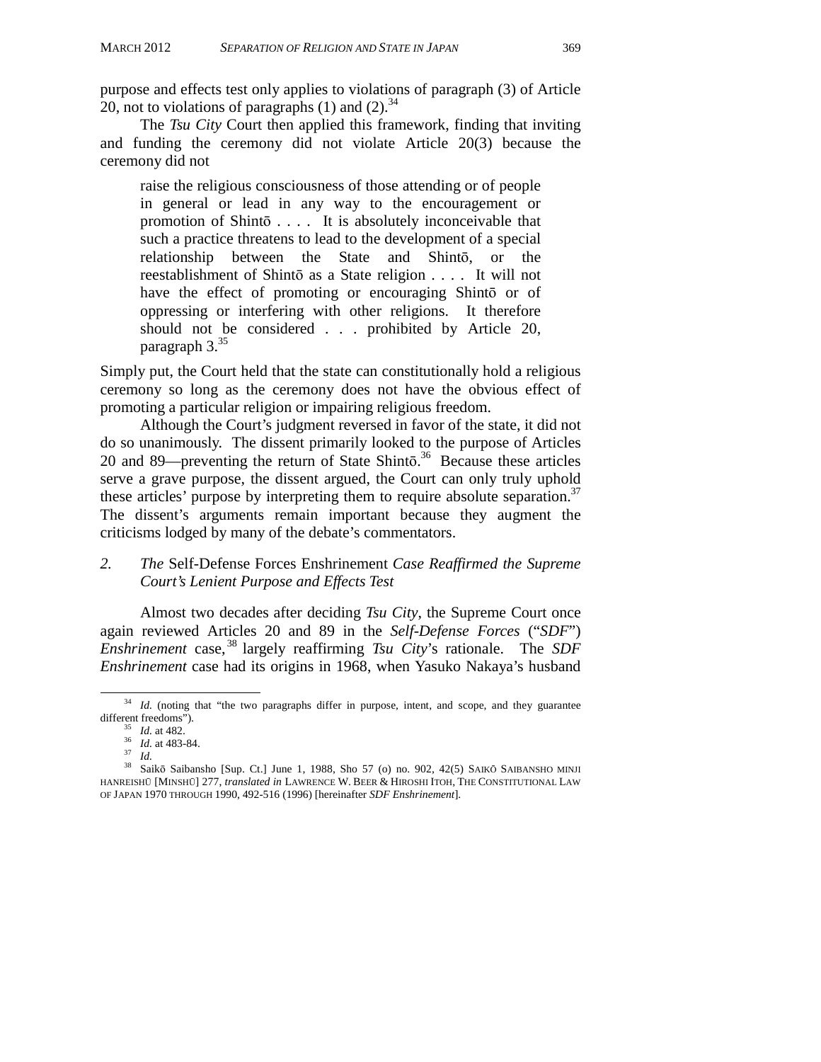purpose and effects test only applies to violations of paragraph (3) of Article 20, not to violations of paragraphs (1) and (2).[34]

The *Tsu City* Court then applied this framework, finding that inviting and funding the ceremony did not violate Article 20(3) because the ceremony did not

> raise the religious consciousness of those attending or of people in general or lead in any way to the encouragement or promotion of Shintō . . . . It is absolutely inconceivable that such a practice threatens to lead to the development of a special relationship between the State and Shintō, or the reestablishment of Shintō as a State religion . . . . It will not have the effect of promoting or encouraging Shintō or of oppressing or interfering with other religions. It therefore should not be considered . . . prohibited by Article 20, paragraph 3.[35]

Simply put, the Court held that the state can constitutionally hold a religious ceremony so long as the ceremony does not have the obvious effect of promoting a particular religion or impairing religious freedom.

Although the Court's judgment reversed in favor of the state, it did not do so unanimously. The dissent primarily looked to the purpose of Articles 20 and 89—preventing the return of State Shintō.[36] Because these articles serve a grave purpose, the dissent argued, the Court can only truly uphold these articles' purpose by interpreting them to require absolute separation.[37] The dissent's arguments remain important because they augment the criticisms lodged by many of the debate's commentators.

### 2. *The* Self-Defense Forces Enshrinement *Case Reaffirmed the Supreme Court's Lenient Purpose and Effects Test*

Almost two decades after deciding *Tsu City*, the Supreme Court once again reviewed Articles 20 and 89 in the *Self-Defense Forces* ("*SDF*") *Enshrinement* case,[38] largely reaffirming *Tsu City*'s rationale. The *SDF Enshrinement* case had its origins in 1968, when Yasuko Nakaya's husband

---

[34] *Id.* (noting that "the two paragraphs differ in purpose, intent, and scope, and they guarantee different freedoms").

[35] *Id.* at 482.

[36] *Id.* at 483-84.

[37] *Id.*

[38] Saikō Saibansho [Sup. Ct.] June 1, 1988, Sho 57 (o) no. 902, 42(5) SAIKŌ SAIBANSHO MINJI HANREISHŪ [MINSHŪ] 277, *translated in* LAWRENCE W. BEER & HIROSHI ITOH, THE CONSTITUTIONAL LAW OF JAPAN 1970 THROUGH 1990, 492-516 (1996) [hereinafter *SDF Enshrinement*].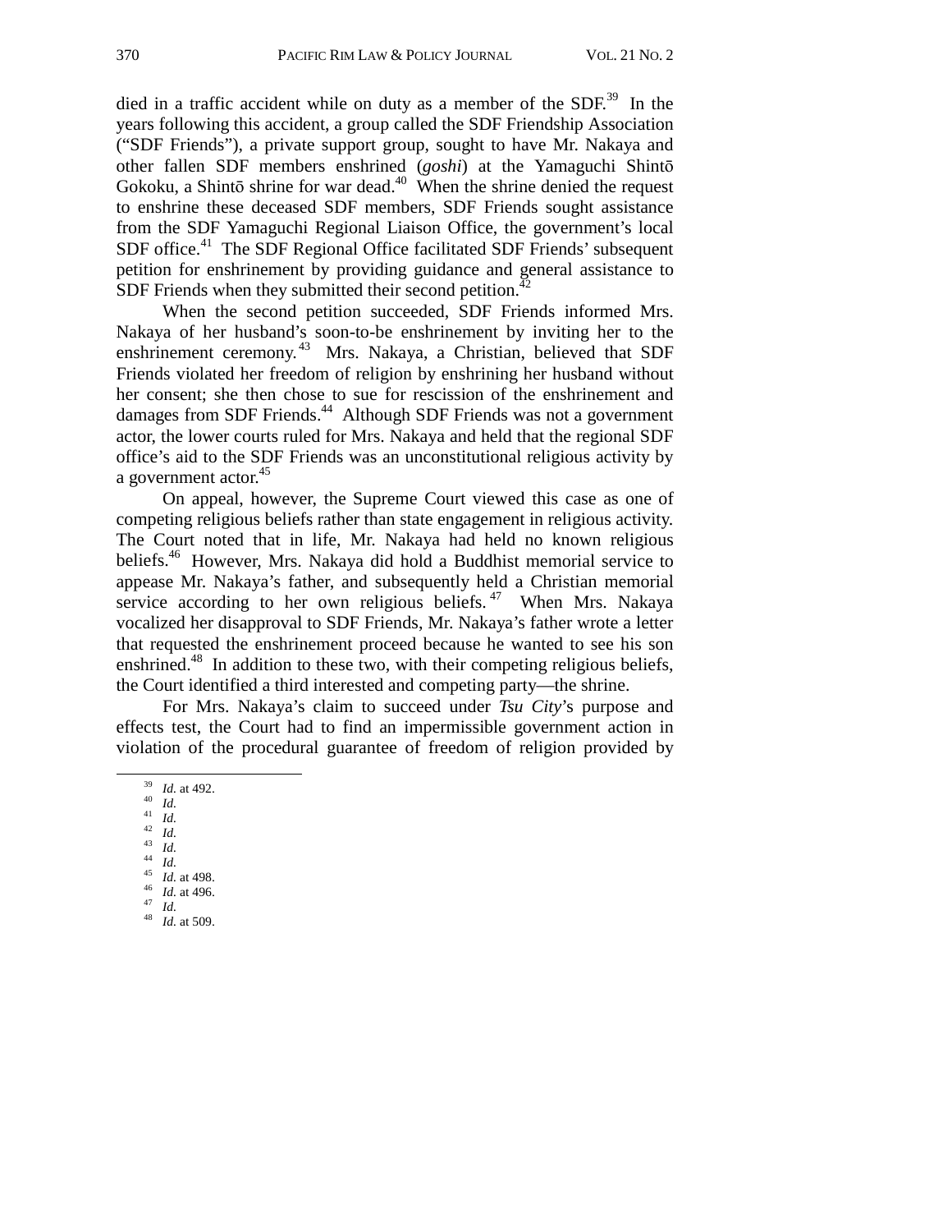died in a traffic accident while on duty as a member of the SDF.[39] In the years following this accident, a group called the SDF Friendship Association ("SDF Friends"), a private support group, sought to have Mr. Nakaya and other fallen SDF members enshrined (*goshi*) at the Yamaguchi Shintō Gokoku, a Shintō shrine for war dead.[40] When the shrine denied the request to enshrine these deceased SDF members, SDF Friends sought assistance from the SDF Yamaguchi Regional Liaison Office, the government's local SDF office.[41] The SDF Regional Office facilitated SDF Friends' subsequent petition for enshrinement by providing guidance and general assistance to SDF Friends when they submitted their second petition.[42]

When the second petition succeeded, SDF Friends informed Mrs. Nakaya of her husband's soon-to-be enshrinement by inviting her to the enshrinement ceremony.[43] Mrs. Nakaya, a Christian, believed that SDF Friends violated her freedom of religion by enshrining her husband without her consent; she then chose to sue for rescission of the enshrinement and damages from SDF Friends.[44] Although SDF Friends was not a government actor, the lower courts ruled for Mrs. Nakaya and held that the regional SDF office's aid to the SDF Friends was an unconstitutional religious activity by a government actor.[45]

On appeal, however, the Supreme Court viewed this case as one of competing religious beliefs rather than state engagement in religious activity. The Court noted that in life, Mr. Nakaya had held no known religious beliefs.[46] However, Mrs. Nakaya did hold a Buddhist memorial service to appease Mr. Nakaya's father, and subsequently held a Christian memorial service according to her own religious beliefs.[47] When Mrs. Nakaya vocalized her disapproval to SDF Friends, Mr. Nakaya's father wrote a letter that requested the enshrinement proceed because he wanted to see his son enshrined.[48] In addition to these two, with their competing religious beliefs, the Court identified a third interested and competing party—the shrine.

For Mrs. Nakaya's claim to succeed under *Tsu City*'s purpose and effects test, the Court had to find an impermissible government action in violation of the procedural guarantee of freedom of religion provided by

---

[39] *Id.* at 492.
[40] *Id.*
[41] *Id.*
[42] *Id.*
[43] *Id.*
[44] *Id.*
[45] *Id.* at 498.
[46] *Id.* at 496.
[47] *Id.*
[48] *Id.* at 509.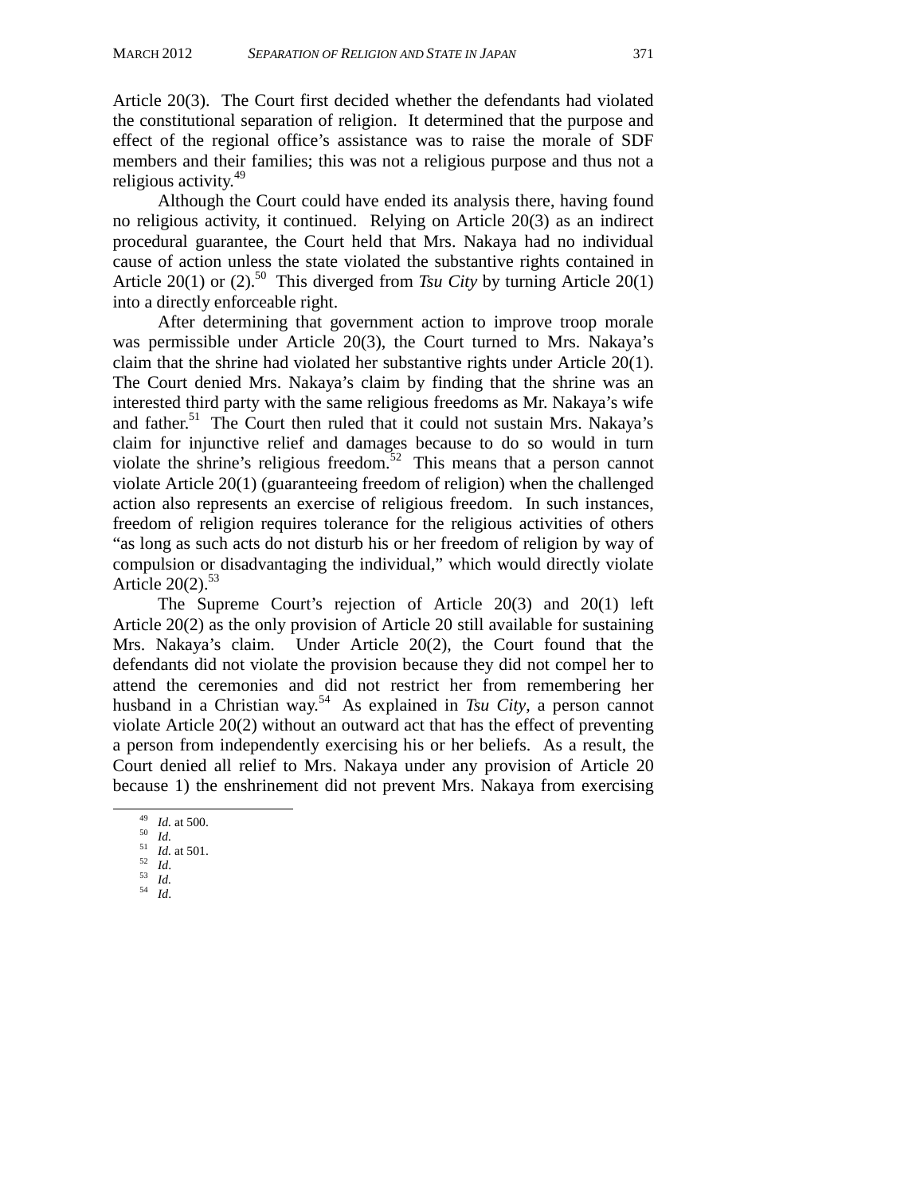Article 20(3). The Court first decided whether the defendants had violated the constitutional separation of religion. It determined that the purpose and effect of the regional office's assistance was to raise the morale of SDF members and their families; this was not a religious purpose and thus not a religious activity.[49]

Although the Court could have ended its analysis there, having found no religious activity, it continued. Relying on Article 20(3) as an indirect procedural guarantee, the Court held that Mrs. Nakaya had no individual cause of action unless the state violated the substantive rights contained in Article 20(1) or (2).[50] This diverged from *Tsu City* by turning Article 20(1) into a directly enforceable right.

After determining that government action to improve troop morale was permissible under Article 20(3), the Court turned to Mrs. Nakaya's claim that the shrine had violated her substantive rights under Article 20(1). The Court denied Mrs. Nakaya's claim by finding that the shrine was an interested third party with the same religious freedoms as Mr. Nakaya's wife and father.[51] The Court then ruled that it could not sustain Mrs. Nakaya's claim for injunctive relief and damages because to do so would in turn violate the shrine's religious freedom.[52] This means that a person cannot violate Article 20(1) (guaranteeing freedom of religion) when the challenged action also represents an exercise of religious freedom. In such instances, freedom of religion requires tolerance for the religious activities of others "as long as such acts do not disturb his or her freedom of religion by way of compulsion or disadvantaging the individual," which would directly violate Article 20(2).[53]

The Supreme Court's rejection of Article 20(3) and 20(1) left Article 20(2) as the only provision of Article 20 still available for sustaining Mrs. Nakaya's claim. Under Article 20(2), the Court found that the defendants did not violate the provision because they did not compel her to attend the ceremonies and did not restrict her from remembering her husband in a Christian way.[54] As explained in *Tsu City*, a person cannot violate Article 20(2) without an outward act that has the effect of preventing a person from independently exercising his or her beliefs. As a result, the Court denied all relief to Mrs. Nakaya under any provision of Article 20 because 1) the enshrinement did not prevent Mrs. Nakaya from exercising

---

[49] *Id.* at 500.
[50] *Id.*
[51] *Id.* at 501.
[52] *Id.*
[53] *Id.*
[54] *Id*.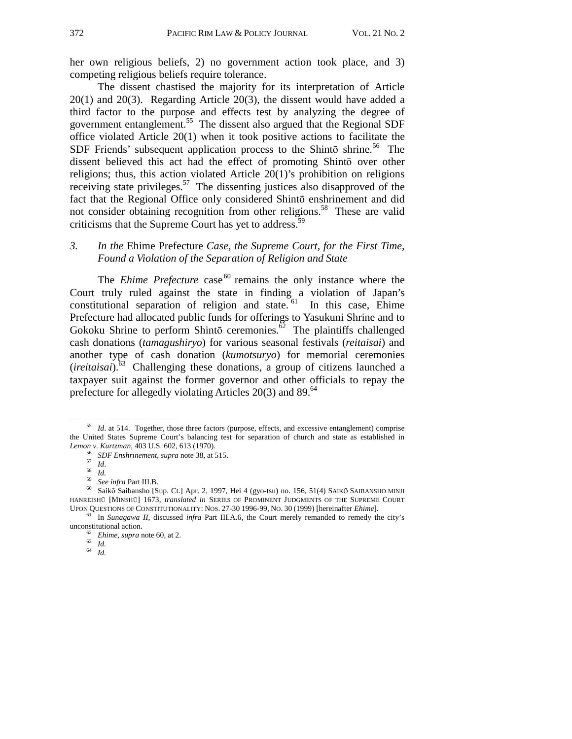her own religious beliefs, 2) no government action took place, and 3) competing religious beliefs require tolerance.

The dissent chastised the majority for its interpretation of Article 20(1) and 20(3). Regarding Article 20(3), the dissent would have added a third factor to the purpose and effects test by analyzing the degree of government entanglement.[55] The dissent also argued that the Regional SDF office violated Article 20(1) when it took positive actions to facilitate the SDF Friends' subsequent application process to the Shintō shrine.[56] The dissent believed this act had the effect of promoting Shintō over other religions; thus, this action violated Article 20(1)'s prohibition on religions receiving state privileges.[57] The dissenting justices also disapproved of the fact that the Regional Office only considered Shintō enshrinement and did not consider obtaining recognition from other religions.[58] These are valid criticisms that the Supreme Court has yet to address.[59]

### 3. *In the* Ehime Prefecture *Case, the Supreme Court, for the First Time, Found a Violation of the Separation of Religion and State*

The *Ehime Prefecture* case[60] remains the only instance where the Court truly ruled against the state in finding a violation of Japan's constitutional separation of religion and state.[61] In this case, Ehime Prefecture had allocated public funds for offerings to Yasukuni Shrine and to Gokoku Shrine to perform Shintō ceremonies.[62] The plaintiffs challenged cash donations (*tamagushiryo*) for various seasonal festivals (*reitaisai*) and another type of cash donation (*kumotsuryo*) for memorial ceremonies (*ireitaisai*).[63] Challenging these donations, a group of citizens launched a taxpayer suit against the former governor and other officials to repay the prefecture for allegedly violating Articles 20(3) and 89.[64]

---

[55] *Id*. at 514. Together, those three factors (purpose, effects, and excessive entanglement) comprise the United States Supreme Court's balancing test for separation of church and state as established in *Lemon v. Kurtzman*, 403 U.S. 602, 613 (1970).

[56] *SDF Enshrinement*, *supra* note 38, at 515.

[57] *Id*.

[58] *Id*.

[59] *See infra* Part III.B.

[60] Saikō Saibansho [Sup. Ct.] Apr. 2, 1997, Hei 4 (gyo-tsu) no. 156, 51(4) SAIKŌ SAIBANSHO MINJI HANREISHŪ [MINSHŪ] 1673, *translated in* SERIES OF PROMINENT JUDGMENTS OF THE SUPREME COURT UPON QUESTIONS OF CONSTITUTIONALITY: NOS. 27-30 1996-99, NO. 30 (1999) [hereinafter *Ehime*].

[61] In *Sunagawa II*, discussed *infra* Part III.A.6, the Court merely remanded to remedy the city's unconstitutional action.

[62] *Ehime*, *supra* note 60, at 2.

[63] *Id*.

[64] *Id*.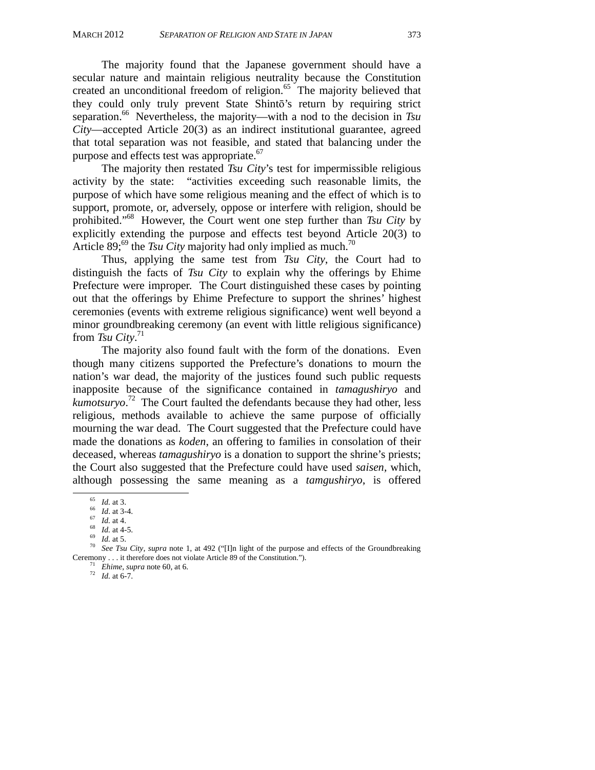The majority found that the Japanese government should have a secular nature and maintain religious neutrality because the Constitution created an unconditional freedom of religion.[65] The majority believed that they could only truly prevent State Shintō's return by requiring strict separation.[66] Nevertheless, the majority—with a nod to the decision in *Tsu City*—accepted Article 20(3) as an indirect institutional guarantee, agreed that total separation was not feasible, and stated that balancing under the purpose and effects test was appropriate.[67]

The majority then restated *Tsu City*'s test for impermissible religious activity by the state: "activities exceeding such reasonable limits, the purpose of which have some religious meaning and the effect of which is to support, promote, or, adversely, oppose or interfere with religion, should be prohibited."[68] However, the Court went one step further than *Tsu City* by explicitly extending the purpose and effects test beyond Article 20(3) to Article 89;[69] the *Tsu City* majority had only implied as much.[70]

Thus, applying the same test from *Tsu City*, the Court had to distinguish the facts of *Tsu City* to explain why the offerings by Ehime Prefecture were improper. The Court distinguished these cases by pointing out that the offerings by Ehime Prefecture to support the shrines' highest ceremonies (events with extreme religious significance) went well beyond a minor groundbreaking ceremony (an event with little religious significance) from *Tsu City*.[71]

The majority also found fault with the form of the donations. Even though many citizens supported the Prefecture's donations to mourn the nation's war dead, the majority of the justices found such public requests inapposite because of the significance contained in *tamagushiryo* and *kumotsuryo*.[72] The Court faulted the defendants because they had other, less religious, methods available to achieve the same purpose of officially mourning the war dead. The Court suggested that the Prefecture could have made the donations as *koden*, an offering to families in consolation of their deceased, whereas *tamagushiryo* is a donation to support the shrine's priests; the Court also suggested that the Prefecture could have used *saisen*, which, although possessing the same meaning as a *tamgushiryo*, is offered

---

65 *Id.* at 3.

66 *Id*. at 3-4.

67 *Id.* at 4.

68 *Id.* at 4-5.

69 *Id.* at 5.

70 *See Tsu City*, *supra* note 1, at 492 ("[I]n light of the purpose and effects of the Groundbreaking Ceremony . . . it therefore does not violate Article 89 of the Constitution.").

71 *Ehime*, *supra* note 60, at 6.

72 *Id.* at 6-7.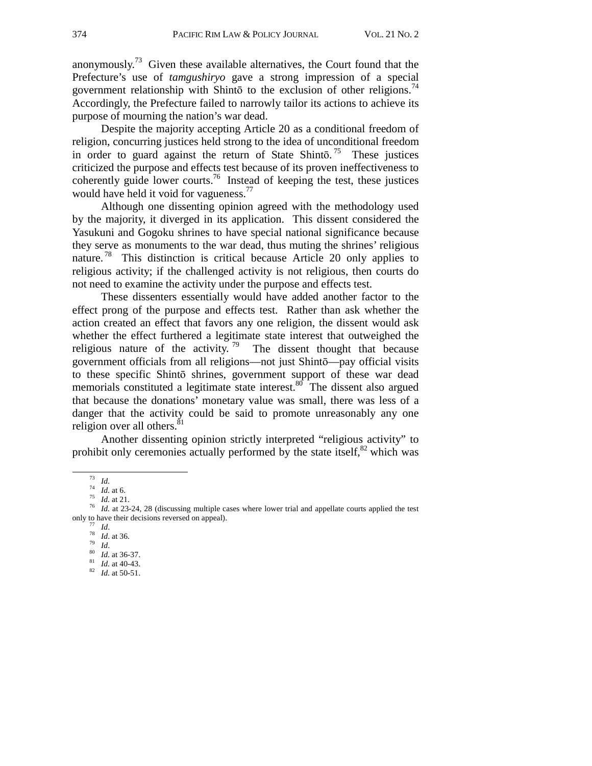anonymously.[73] Given these available alternatives, the Court found that the Prefecture's use of *tamgushiryo* gave a strong impression of a special government relationship with Shintō to the exclusion of other religions.[74] Accordingly, the Prefecture failed to narrowly tailor its actions to achieve its purpose of mourning the nation's war dead.

Despite the majority accepting Article 20 as a conditional freedom of religion, concurring justices held strong to the idea of unconditional freedom in order to guard against the return of State Shintō.[75] These justices criticized the purpose and effects test because of its proven ineffectiveness to coherently guide lower courts.[76] Instead of keeping the test, these justices would have held it void for vagueness.[77]

Although one dissenting opinion agreed with the methodology used by the majority, it diverged in its application. This dissent considered the Yasukuni and Gogoku shrines to have special national significance because they serve as monuments to the war dead, thus muting the shrines' religious nature.[78] This distinction is critical because Article 20 only applies to religious activity; if the challenged activity is not religious, then courts do not need to examine the activity under the purpose and effects test.

These dissenters essentially would have added another factor to the effect prong of the purpose and effects test. Rather than ask whether the action created an effect that favors any one religion, the dissent would ask whether the effect furthered a legitimate state interest that outweighed the religious nature of the activity.[79] The dissent thought that because government officials from all religions—not just Shintō—pay official visits to these specific Shintō shrines, government support of these war dead memorials constituted a legitimate state interest.[80] The dissent also argued that because the donations' monetary value was small, there was less of a danger that the activity could be said to promote unreasonably any one religion over all others.[81]

Another dissenting opinion strictly interpreted "religious activity" to prohibit only ceremonies actually performed by the state itself,[82] which was

---

[73] *Id.*

[74] *Id.* at 6.

[75] *Id.* at 21.

[76] *Id.* at 23-24, 28 (discussing multiple cases where lower trial and appellate courts applied the test only to have their decisions reversed on appeal).

[77] *Id.*

[78] *Id.* at 36.

[79] *Id.*

[80] *Id.* at 36-37.

[81] *Id.* at 40-43.

[82] *Id.* at 50-51.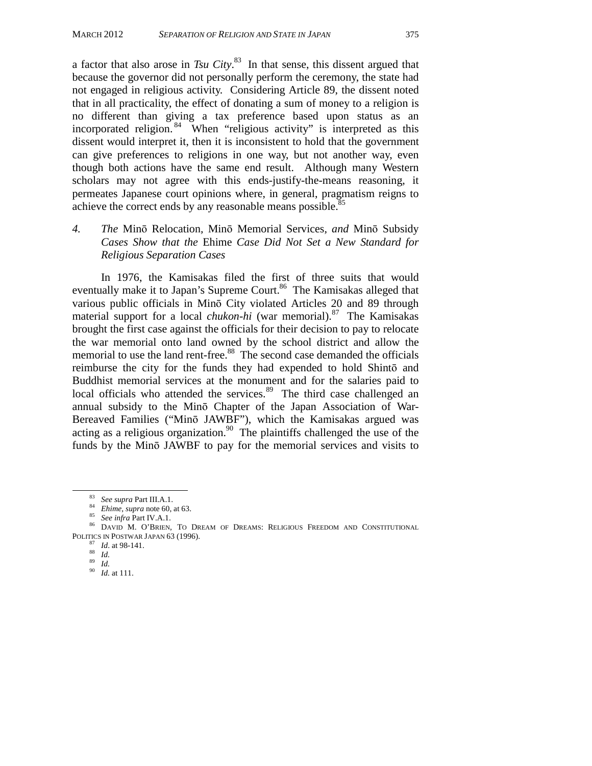a factor that also arose in *Tsu City*.[83] In that sense, this dissent argued that because the governor did not personally perform the ceremony, the state had not engaged in religious activity. Considering Article 89, the dissent noted that in all practicality, the effect of donating a sum of money to a religion is no different than giving a tax preference based upon status as an incorporated religion.[84] When "religious activity" is interpreted as this dissent would interpret it, then it is inconsistent to hold that the government can give preferences to religions in one way, but not another way, even though both actions have the same end result. Although many Western scholars may not agree with this ends-justify-the-means reasoning, it permeates Japanese court opinions where, in general, pragmatism reigns to achieve the correct ends by any reasonable means possible.[85]

#### 4. *The* Minō Relocation, Minō Memorial Services, *and* Minō Subsidy *Cases Show that the* Ehime *Case Did Not Set a New Standard for Religious Separation Cases*

In 1976, the Kamisakas filed the first of three suits that would eventually make it to Japan's Supreme Court.[86] The Kamisakas alleged that various public officials in Minō City violated Articles 20 and 89 through material support for a local *chukon-hi* (war memorial).[87] The Kamisakas brought the first case against the officials for their decision to pay to relocate the war memorial onto land owned by the school district and allow the memorial to use the land rent-free.[88] The second case demanded the officials reimburse the city for the funds they had expended to hold Shintō and Buddhist memorial services at the monument and for the salaries paid to local officials who attended the services.[89] The third case challenged an annual subsidy to the Minō Chapter of the Japan Association of War-Bereaved Families ("Minō JAWBF"), which the Kamisakas argued was acting as a religious organization.[90] The plaintiffs challenged the use of the funds by the Minō JAWBF to pay for the memorial services and visits to

---

[83] *See supra* Part III.A.1.

[84] *Ehime*, *supra* note 60, at 63.

[85] *See infra* Part IV.A.1.

[86] DAVID M. O'BRIEN, TO DREAM OF DREAMS: RELIGIOUS FREEDOM AND CONSTITUTIONAL POLITICS IN POSTWAR JAPAN 63 (1996).

[87] *Id.* at 98-141.

[88] *Id.*

[89] *Id.*

[90] *Id.* at 111.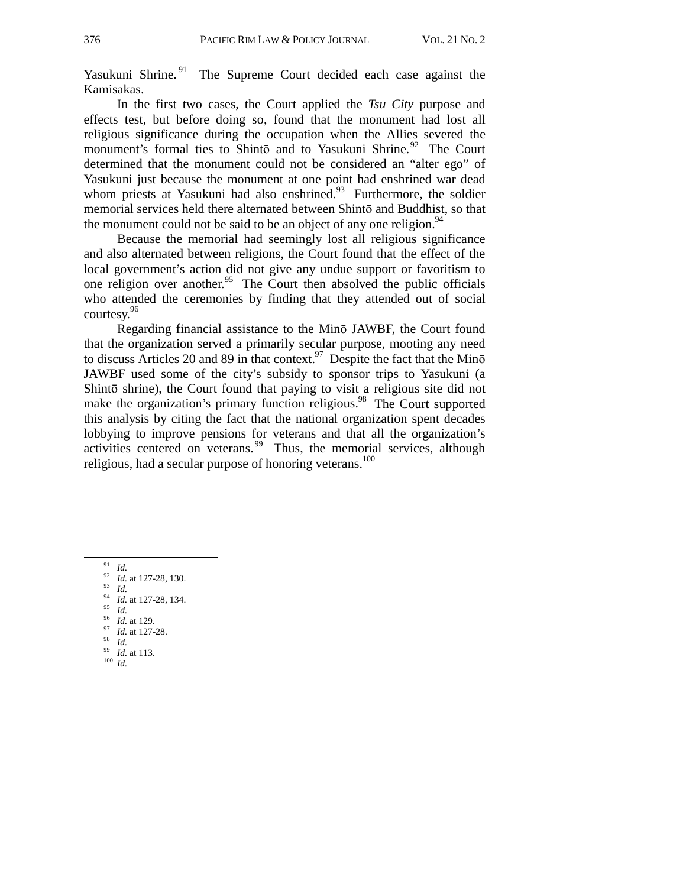Yasukuni Shrine.[91] The Supreme Court decided each case against the Kamisakas.

In the first two cases, the Court applied the *Tsu City* purpose and effects test, but before doing so, found that the monument had lost all religious significance during the occupation when the Allies severed the monument's formal ties to Shintō and to Yasukuni Shrine.[92] The Court determined that the monument could not be considered an "alter ego" of Yasukuni just because the monument at one point had enshrined war dead whom priests at Yasukuni had also enshrined.[93] Furthermore, the soldier memorial services held there alternated between Shintō and Buddhist, so that the monument could not be said to be an object of any one religion.[94]

Because the memorial had seemingly lost all religious significance and also alternated between religions, the Court found that the effect of the local government's action did not give any undue support or favoritism to one religion over another.[95] The Court then absolved the public officials who attended the ceremonies by finding that they attended out of social courtesy.[96]

Regarding financial assistance to the Minō JAWBF, the Court found that the organization served a primarily secular purpose, mooting any need to discuss Articles 20 and 89 in that context.[97] Despite the fact that the Minō JAWBF used some of the city's subsidy to sponsor trips to Yasukuni (a Shintō shrine), the Court found that paying to visit a religious site did not make the organization's primary function religious.[98] The Court supported this analysis by citing the fact that the national organization spent decades lobbying to improve pensions for veterans and that all the organization's activities centered on veterans.[99] Thus, the memorial services, although religious, had a secular purpose of honoring veterans.[100]

---

[91] *Id.*
[92] *Id.* at 127-28, 130.
[93] *Id.*
[94] *Id.* at 127-28, 134.
[95] *Id.*
[96] *Id.* at 129.
[97] *Id.* at 127-28.
[98] *Id.*
[99] *Id.* at 113.
[100] *Id.*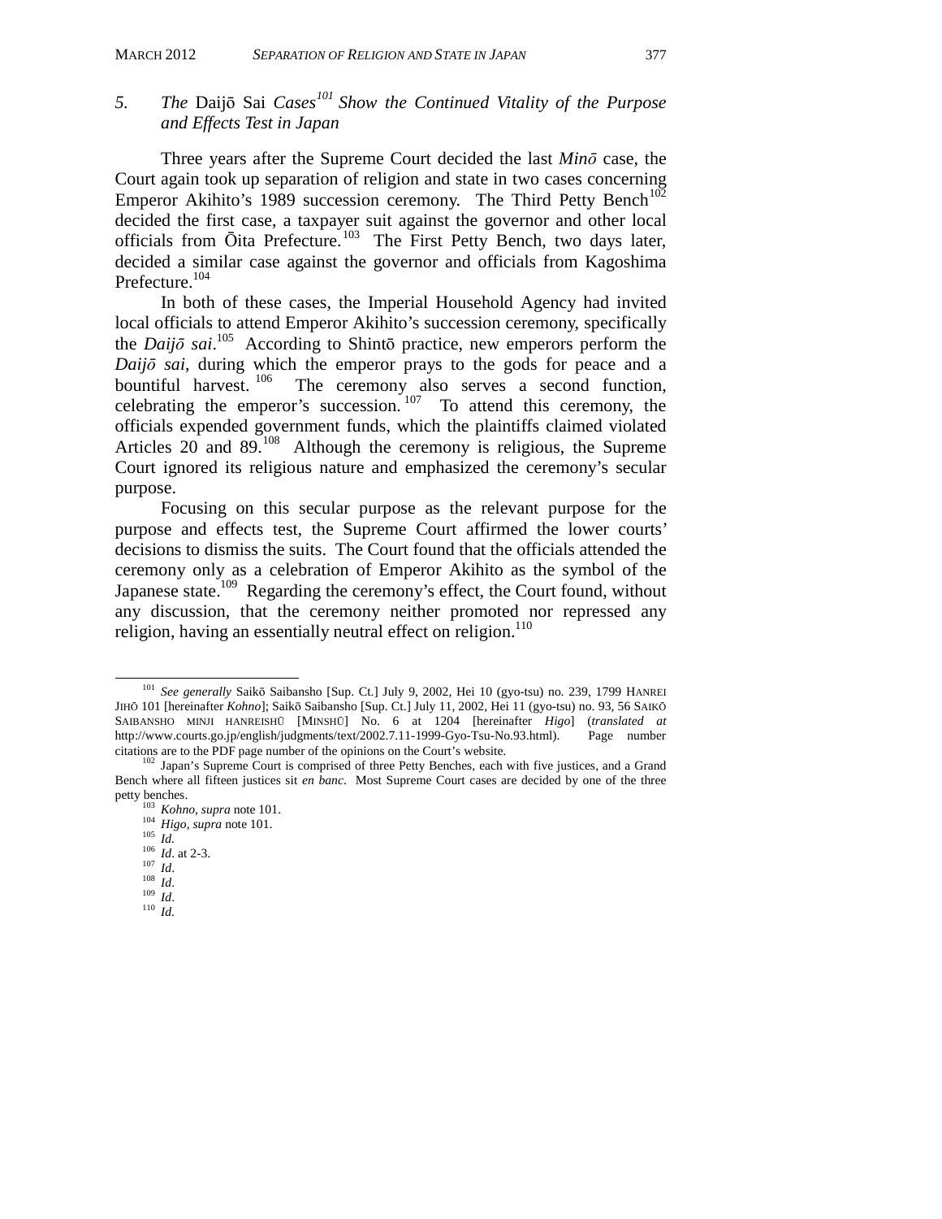### 5. *The* Daijō Sai *Cases*[101] *Show the Continued Vitality of the Purpose and Effects Test in Japan*

Three years after the Supreme Court decided the last *Minō* case, the Court again took up separation of religion and state in two cases concerning Emperor Akihito's 1989 succession ceremony. The Third Petty Bench[102] decided the first case, a taxpayer suit against the governor and other local officials from Ōita Prefecture.[103] The First Petty Bench, two days later, decided a similar case against the governor and officials from Kagoshima Prefecture.[104]

In both of these cases, the Imperial Household Agency had invited local officials to attend Emperor Akihito's succession ceremony, specifically the *Daijō sai*.[105] According to Shintō practice, new emperors perform the *Daijō sai*, during which the emperor prays to the gods for peace and a bountiful harvest.[106] The ceremony also serves a second function, celebrating the emperor's succession.[107] To attend this ceremony, the officials expended government funds, which the plaintiffs claimed violated Articles 20 and 89.[108] Although the ceremony is religious, the Supreme Court ignored its religious nature and emphasized the ceremony's secular purpose.

Focusing on this secular purpose as the relevant purpose for the purpose and effects test, the Supreme Court affirmed the lower courts' decisions to dismiss the suits. The Court found that the officials attended the ceremony only as a celebration of Emperor Akihito as the symbol of the Japanese state.[109] Regarding the ceremony's effect, the Court found, without any discussion, that the ceremony neither promoted nor repressed any religion, having an essentially neutral effect on religion.[110]

---

[101] *See generally* Saikō Saibansho [Sup. Ct.] July 9, 2002, Hei 10 (gyo-tsu) no. 239, 1799 HANREI JIHŌ 101 [hereinafter *Kohno*]; Saikō Saibansho [Sup. Ct.] July 11, 2002, Hei 11 (gyo-tsu) no. 93, 56 SAIKŌ SAIBANSHO MINJI HANREISHŪ [MINSHŪ] No. 6 at 1204 [hereinafter *Higo*] (*translated at* http://www.courts.go.jp/english/judgments/text/2002.7.11-1999-Gyo-Tsu-No.93.html). Page number citations are to the PDF page number of the opinions on the Court's website.

[102] Japan's Supreme Court is comprised of three Petty Benches, each with five justices, and a Grand Bench where all fifteen justices sit *en banc*. Most Supreme Court cases are decided by one of the three petty benches.

[103] *Kohno*, *supra* note 101.

[104] *Higo*, *supra* note 101.

[105] *Id.*

[106] *Id.* at 2-3.

[107] *Id.*

[108] *Id.*

[109] *Id.*

[110] *Id.*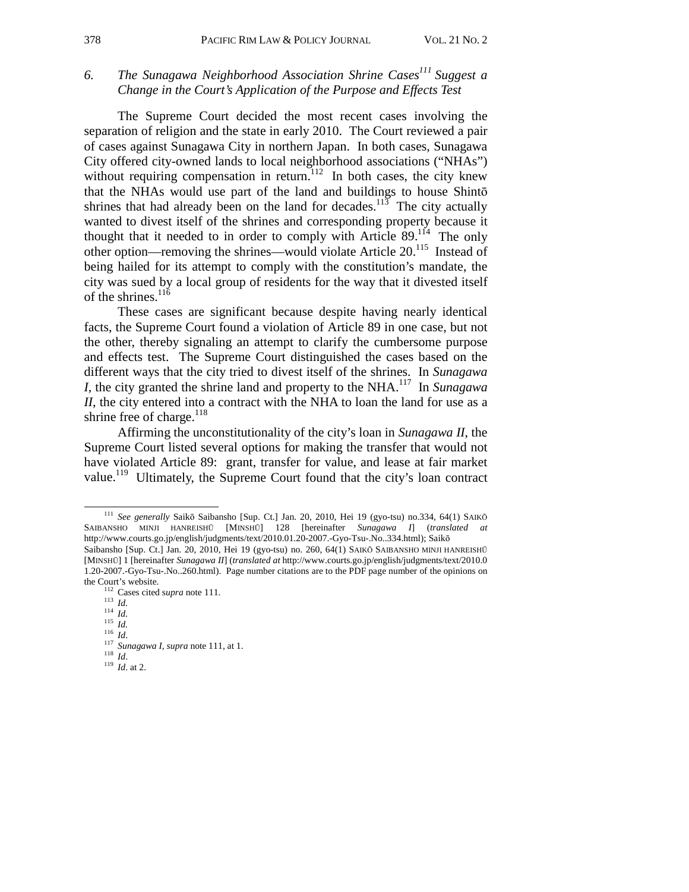### 6. *The Sunagawa Neighborhood Association Shrine Cases*[111] *Suggest a Change in the Court's Application of the Purpose and Effects Test*

The Supreme Court decided the most recent cases involving the separation of religion and the state in early 2010. The Court reviewed a pair of cases against Sunagawa City in northern Japan. In both cases, Sunagawa City offered city-owned lands to local neighborhood associations ("NHAs") without requiring compensation in return.[112] In both cases, the city knew that the NHAs would use part of the land and buildings to house Shintō shrines that had already been on the land for decades.[113] The city actually wanted to divest itself of the shrines and corresponding property because it thought that it needed to in order to comply with Article 89.[114] The only other option—removing the shrines—would violate Article 20.[115] Instead of being hailed for its attempt to comply with the constitution's mandate, the city was sued by a local group of residents for the way that it divested itself of the shrines.[116]

These cases are significant because despite having nearly identical facts, the Supreme Court found a violation of Article 89 in one case, but not the other, thereby signaling an attempt to clarify the cumbersome purpose and effects test. The Supreme Court distinguished the cases based on the different ways that the city tried to divest itself of the shrines. In *Sunagawa I*, the city granted the shrine land and property to the NHA.[117] In *Sunagawa II*, the city entered into a contract with the NHA to loan the land for use as a shrine free of charge.[118]

Affirming the unconstitutionality of the city's loan in *Sunagawa II*, the Supreme Court listed several options for making the transfer that would not have violated Article 89: grant, transfer for value, and lease at fair market value.[119] Ultimately, the Supreme Court found that the city's loan contract

---

[111] *See generally* Saikō Saibansho [Sup. Ct.] Jan. 20, 2010, Hei 19 (gyo-tsu) no.334, 64(1) SAIKŌ SAIBANSHO MINJI HANREISHŪ [MINSHŪ] 128 [hereinafter *Sunagawa I*] (*translated at* http://www.courts.go.jp/english/judgments/text/2010.01.20-2007.-Gyo-Tsu-.No..334.html); Saikō Saibansho [Sup. Ct.] Jan. 20, 2010, Hei 19 (gyo-tsu) no. 260, 64(1) SAIKŌ SAIBANSHO MINJI HANREISHŪ [MINSHŪ] 1 [hereinafter *Sunagawa II*] (*translated at* http://www.courts.go.jp/english/judgments/text/2010.01.20-2007.-Gyo-Tsu-.No..260.html). Page number citations are to the PDF page number of the opinions on the Court's website.

[112] Cases cited s*upra* note 111.

[113] *Id.*

[114] *Id.*

[115] *Id.*

[116] *Id*.

[117] *Sunagawa I*, *supra* note 111, at 1.

[118] *Id*.

[119] *Id*. at 2.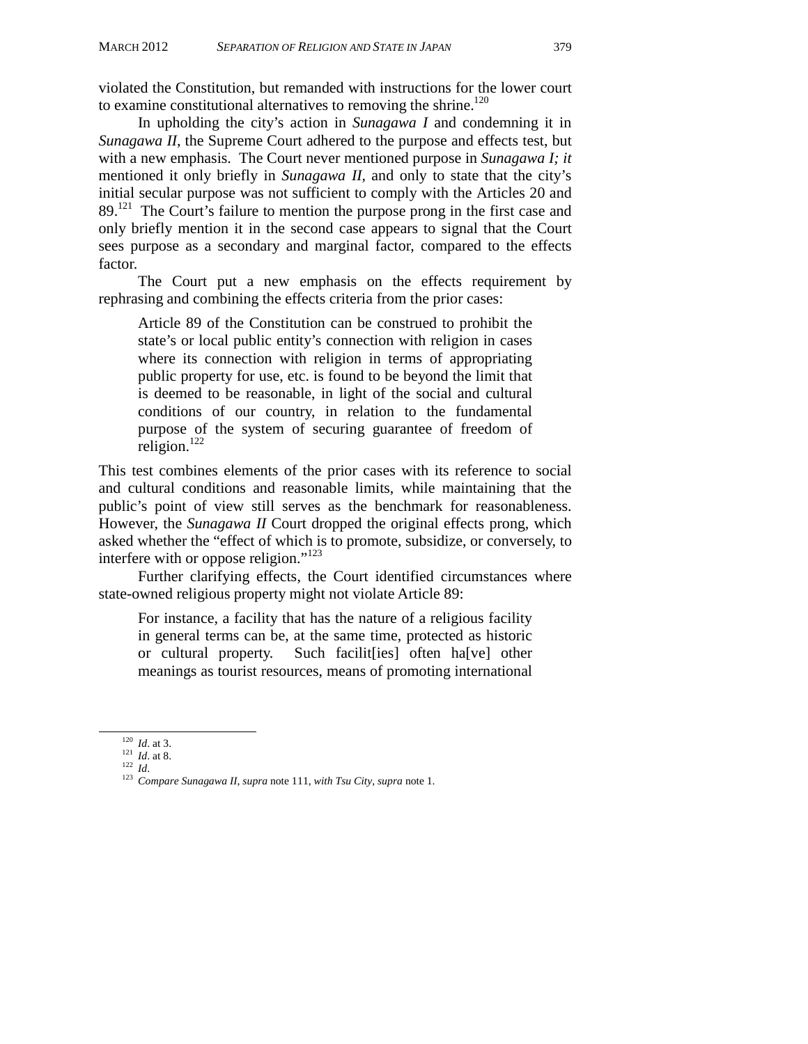violated the Constitution, but remanded with instructions for the lower court to examine constitutional alternatives to removing the shrine.[120]

In upholding the city's action in *Sunagawa I* and condemning it in *Sunagawa II*, the Supreme Court adhered to the purpose and effects test, but with a new emphasis. The Court never mentioned purpose in *Sunagawa I; it* mentioned it only briefly in *Sunagawa II*, and only to state that the city's initial secular purpose was not sufficient to comply with the Articles 20 and 89.[121] The Court's failure to mention the purpose prong in the first case and only briefly mention it in the second case appears to signal that the Court sees purpose as a secondary and marginal factor, compared to the effects factor.

The Court put a new emphasis on the effects requirement by rephrasing and combining the effects criteria from the prior cases:

> Article 89 of the Constitution can be construed to prohibit the state's or local public entity's connection with religion in cases where its connection with religion in terms of appropriating public property for use, etc. is found to be beyond the limit that is deemed to be reasonable, in light of the social and cultural conditions of our country, in relation to the fundamental purpose of the system of securing guarantee of freedom of religion.[122]

This test combines elements of the prior cases with its reference to social and cultural conditions and reasonable limits, while maintaining that the public's point of view still serves as the benchmark for reasonableness. However, the *Sunagawa II* Court dropped the original effects prong, which asked whether the "effect of which is to promote, subsidize, or conversely, to interfere with or oppose religion."[123]

Further clarifying effects, the Court identified circumstances where state-owned religious property might not violate Article 89:

> For instance, a facility that has the nature of a religious facility in general terms can be, at the same time, protected as historic or cultural property. Such facilit[ies] often ha[ve] other meanings as tourist resources, means of promoting international

---

[120] *Id*. at 3.

[121] *Id*. at 8.

[122] *Id*.

[123] *Compare Sunagawa II*, *supra* note 111, *with Tsu City*, *supra* note 1.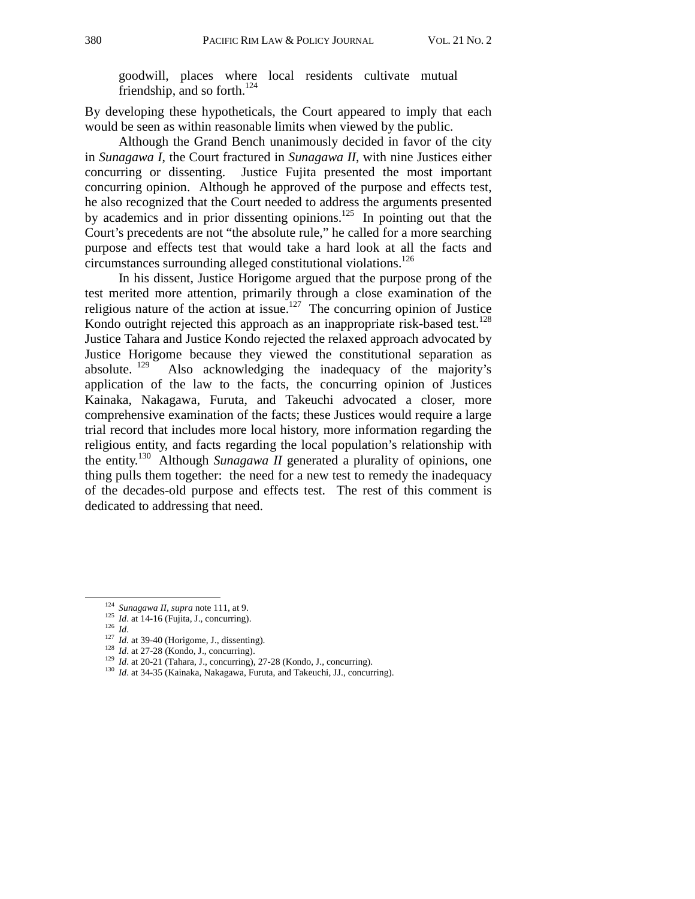goodwill, places where local residents cultivate mutual friendship, and so forth.[124]

By developing these hypotheticals, the Court appeared to imply that each would be seen as within reasonable limits when viewed by the public.

Although the Grand Bench unanimously decided in favor of the city in *Sunagawa I*, the Court fractured in *Sunagawa II*, with nine Justices either concurring or dissenting. Justice Fujita presented the most important concurring opinion. Although he approved of the purpose and effects test, he also recognized that the Court needed to address the arguments presented by academics and in prior dissenting opinions.[125] In pointing out that the Court's precedents are not "the absolute rule," he called for a more searching purpose and effects test that would take a hard look at all the facts and circumstances surrounding alleged constitutional violations.[126]

In his dissent, Justice Horigome argued that the purpose prong of the test merited more attention, primarily through a close examination of the religious nature of the action at issue.[127] The concurring opinion of Justice Kondo outright rejected this approach as an inappropriate risk-based test.[128] Justice Tahara and Justice Kondo rejected the relaxed approach advocated by Justice Horigome because they viewed the constitutional separation as absolute.[129] Also acknowledging the inadequacy of the majority's application of the law to the facts, the concurring opinion of Justices Kainaka, Nakagawa, Furuta, and Takeuchi advocated a closer, more comprehensive examination of the facts; these Justices would require a large trial record that includes more local history, more information regarding the religious entity, and facts regarding the local population's relationship with the entity.[130] Although *Sunagawa II* generated a plurality of opinions, one thing pulls them together: the need for a new test to remedy the inadequacy of the decades-old purpose and effects test. The rest of this comment is dedicated to addressing that need.

---

[124] *Sunagawa II*, *supra* note 111, at 9.

[125] *Id*. at 14-16 (Fujita, J., concurring).

[126] *Id*.

[127] *Id.* at 39-40 (Horigome, J., dissenting).

[128] *Id*. at 27-28 (Kondo, J., concurring).

[129] *Id*. at 20-21 (Tahara, J., concurring), 27-28 (Kondo, J., concurring).

[130] *Id*. at 34-35 (Kainaka, Nakagawa, Furuta, and Takeuchi, JJ., concurring).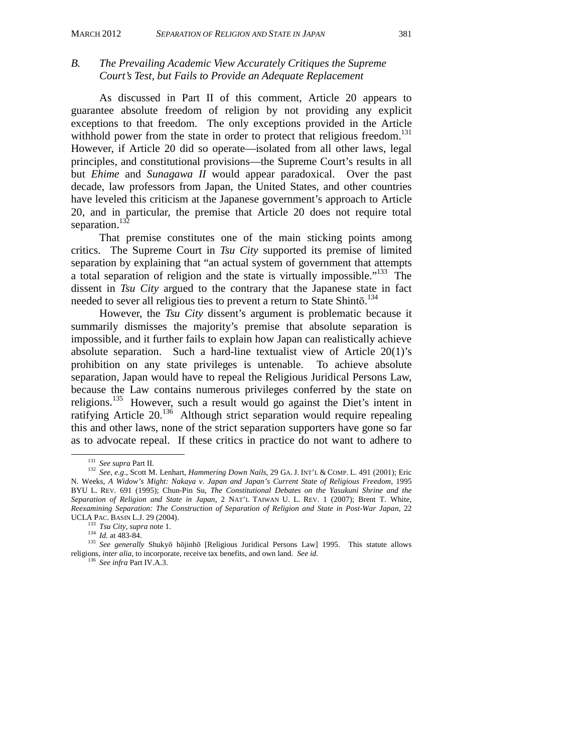### B. *The Prevailing Academic View Accurately Critiques the Supreme Court's Test, but Fails to Provide an Adequate Replacement*

As discussed in Part II of this comment, Article 20 appears to guarantee absolute freedom of religion by not providing any explicit exceptions to that freedom. The only exceptions provided in the Article withhold power from the state in order to protect that religious freedom.[131] However, if Article 20 did so operate—isolated from all other laws, legal principles, and constitutional provisions—the Supreme Court's results in all but *Ehime* and *Sunagawa II* would appear paradoxical. Over the past decade, law professors from Japan, the United States, and other countries have leveled this criticism at the Japanese government's approach to Article 20, and in particular, the premise that Article 20 does not require total separation.[132]

That premise constitutes one of the main sticking points among critics. The Supreme Court in *Tsu City* supported its premise of limited separation by explaining that "an actual system of government that attempts a total separation of religion and the state is virtually impossible."[133] The dissent in *Tsu City* argued to the contrary that the Japanese state in fact needed to sever all religious ties to prevent a return to State Shintō.[134]

However, the *Tsu City* dissent's argument is problematic because it summarily dismisses the majority's premise that absolute separation is impossible, and it further fails to explain how Japan can realistically achieve absolute separation. Such a hard-line textualist view of Article 20(1)'s prohibition on any state privileges is untenable. To achieve absolute separation, Japan would have to repeal the Religious Juridical Persons Law, because the Law contains numerous privileges conferred by the state on religions.[135] However, such a result would go against the Diet's intent in ratifying Article 20.[136] Although strict separation would require repealing this and other laws, none of the strict separation supporters have gone so far as to advocate repeal. If these critics in practice do not want to adhere to

---

[131] *See supra* Part II.

[132] *See, e.g.*, Scott M. Lenhart, *Hammering Down Nails*, 29 GA. J. INT'L & COMP. L. 491 (2001); Eric N. Weeks, *A Widow's Might: Nakaya v. Japan and Japan's Current State of Religious Freedom*, 1995 BYU L. REV. 691 (1995); Chun-Pin Su, *The Constitutional Debates on the Yasukuni Shrine and the Separation of Religion and State in Japan*, 2 NAT'L TAIWAN U. L. REV. 1 (2007); Brent T. White, *Reexamining Separation: The Construction of Separation of Religion and State in Post-War Japan*, 22 UCLA PAC. BASIN L.J. 29 (2004).

[133] *Tsu City*, *supra* note 1.

[134] *Id.* at 483-84.

[135] *See generally* Shukyō hōjinhō [Religious Juridical Persons Law] 1995. This statute allows religions, *inter alia*, to incorporate, receive tax benefits, and own land. *See id.*

[136] *See infra* Part IV.A.3.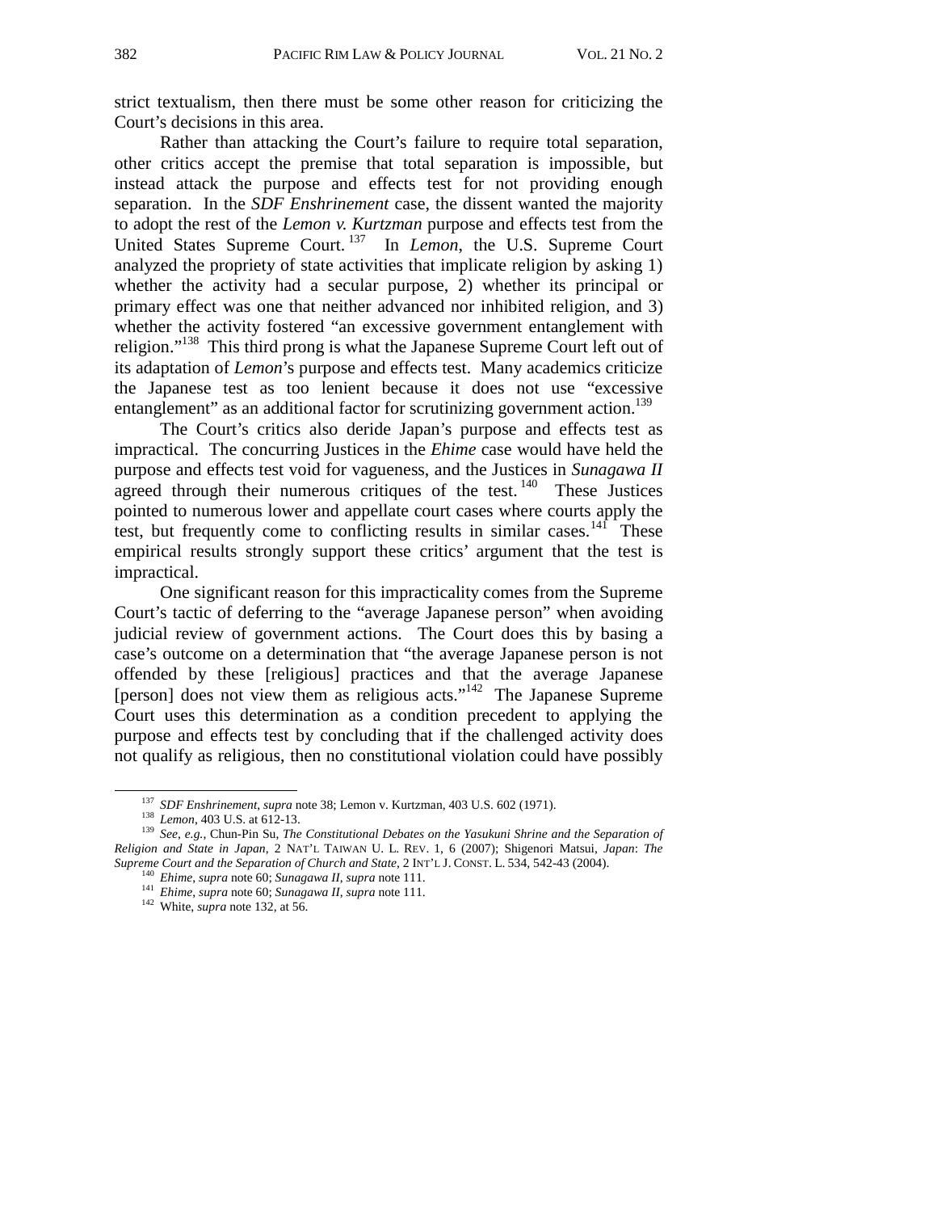strict textualism, then there must be some other reason for criticizing the Court's decisions in this area.

Rather than attacking the Court's failure to require total separation, other critics accept the premise that total separation is impossible, but instead attack the purpose and effects test for not providing enough separation. In the *SDF Enshrinement* case, the dissent wanted the majority to adopt the rest of the *Lemon v. Kurtzman* purpose and effects test from the United States Supreme Court.[137] In *Lemon*, the U.S. Supreme Court analyzed the propriety of state activities that implicate religion by asking 1) whether the activity had a secular purpose, 2) whether its principal or primary effect was one that neither advanced nor inhibited religion, and 3) whether the activity fostered "an excessive government entanglement with religion."[138] This third prong is what the Japanese Supreme Court left out of its adaptation of *Lemon*'s purpose and effects test. Many academics criticize the Japanese test as too lenient because it does not use "excessive entanglement" as an additional factor for scrutinizing government action.[139]

The Court's critics also deride Japan's purpose and effects test as impractical. The concurring Justices in the *Ehime* case would have held the purpose and effects test void for vagueness, and the Justices in *Sunagawa II* agreed through their numerous critiques of the test.[140] These Justices pointed to numerous lower and appellate court cases where courts apply the test, but frequently come to conflicting results in similar cases.[141] These empirical results strongly support these critics' argument that the test is impractical.

One significant reason for this impracticality comes from the Supreme Court's tactic of deferring to the "average Japanese person" when avoiding judicial review of government actions. The Court does this by basing a case's outcome on a determination that "the average Japanese person is not offended by these [religious] practices and that the average Japanese [person] does not view them as religious acts."[142] The Japanese Supreme Court uses this determination as a condition precedent to applying the purpose and effects test by concluding that if the challenged activity does not qualify as religious, then no constitutional violation could have possibly

---

[137] *SDF Enshrinement*, *supra* note 38; Lemon v. Kurtzman, 403 U.S. 602 (1971).

[138] *Lemon*, 403 U.S. at 612-13.

[139] *See, e.g.*, Chun-Pin Su, *The Constitutional Debates on the Yasukuni Shrine and the Separation of Religion and State in Japan*, 2 NAT'L TAIWAN U. L. REV. 1, 6 (2007); Shigenori Matsui, *Japan*: *The Supreme Court and the Separation of Church and State*, 2 INT'L J. CONST. L. 534, 542-43 (2004).

[140] *Ehime*, *supra* note 60; *Sunagawa II*, *supra* note 111.

[141] *Ehime*, *supra* note 60; *Sunagawa II*, *supra* note 111.

[142] White, *supra* note 132, at 56.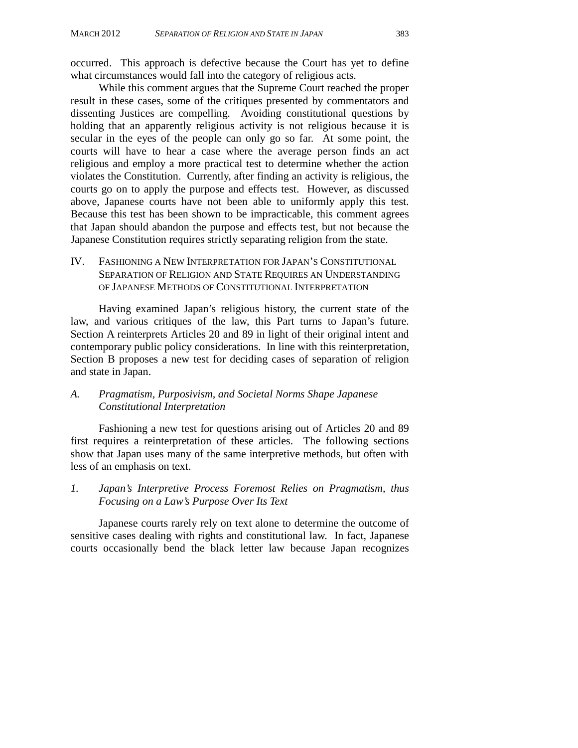occurred. This approach is defective because the Court has yet to define what circumstances would fall into the category of religious acts.

While this comment argues that the Supreme Court reached the proper result in these cases, some of the critiques presented by commentators and dissenting Justices are compelling. Avoiding constitutional questions by holding that an apparently religious activity is not religious because it is secular in the eyes of the people can only go so far. At some point, the courts will have to hear a case where the average person finds an act religious and employ a more practical test to determine whether the action violates the Constitution. Currently, after finding an activity is religious, the courts go on to apply the purpose and effects test. However, as discussed above, Japanese courts have not been able to uniformly apply this test. Because this test has been shown to be impracticable, this comment agrees that Japan should abandon the purpose and effects test, but not because the Japanese Constitution requires strictly separating religion from the state.

## IV. Fashioning a New Interpretation for Japan's Constitutional Separation of Religion and State Requires an Understanding of Japanese Methods of Constitutional Interpretation

Having examined Japan's religious history, the current state of the law, and various critiques of the law, this Part turns to Japan's future. Section A reinterprets Articles 20 and 89 in light of their original intent and contemporary public policy considerations. In line with this reinterpretation, Section B proposes a new test for deciding cases of separation of religion and state in Japan.

### *A. Pragmatism, Purposivism, and Societal Norms Shape Japanese Constitutional Interpretation*

Fashioning a new test for questions arising out of Articles 20 and 89 first requires a reinterpretation of these articles. The following sections show that Japan uses many of the same interpretive methods, but often with less of an emphasis on text.

#### *1. Japan's Interpretive Process Foremost Relies on Pragmatism, thus Focusing on a Law's Purpose Over Its Text*

Japanese courts rarely rely on text alone to determine the outcome of sensitive cases dealing with rights and constitutional law. In fact, Japanese courts occasionally bend the black letter law because Japan recognizes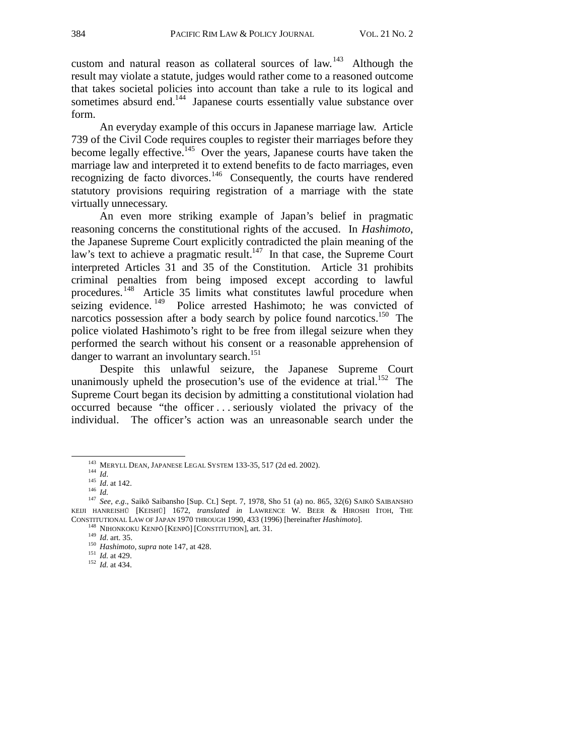custom and natural reason as collateral sources of law.[143] Although the result may violate a statute, judges would rather come to a reasoned outcome that takes societal policies into account than take a rule to its logical and sometimes absurd end.[144] Japanese courts essentially value substance over form.

An everyday example of this occurs in Japanese marriage law. Article 739 of the Civil Code requires couples to register their marriages before they become legally effective.[145] Over the years, Japanese courts have taken the marriage law and interpreted it to extend benefits to de facto marriages, even recognizing de facto divorces.[146] Consequently, the courts have rendered statutory provisions requiring registration of a marriage with the state virtually unnecessary.

An even more striking example of Japan's belief in pragmatic reasoning concerns the constitutional rights of the accused. In *Hashimoto*, the Japanese Supreme Court explicitly contradicted the plain meaning of the law's text to achieve a pragmatic result.[147] In that case, the Supreme Court interpreted Articles 31 and 35 of the Constitution. Article 31 prohibits criminal penalties from being imposed except according to lawful procedures.[148] Article 35 limits what constitutes lawful procedure when seizing evidence.[149] Police arrested Hashimoto; he was convicted of narcotics possession after a body search by police found narcotics.[150] The police violated Hashimoto's right to be free from illegal seizure when they performed the search without his consent or a reasonable apprehension of danger to warrant an involuntary search.[151]

Despite this unlawful seizure, the Japanese Supreme Court unanimously upheld the prosecution's use of the evidence at trial.[152] The Supreme Court began its decision by admitting a constitutional violation had occurred because "the officer . . . seriously violated the privacy of the individual. The officer's action was an unreasonable search under the

---

[143] MERYLL DEAN, JAPANESE LEGAL SYSTEM 133-35, 517 (2d ed. 2002).

[144] *Id.*

[145] *Id.* at 142.

[146] *Id.*

[147] *See, e.g.*, Saikō Saibansho [Sup. Ct.] Sept. 7, 1978, Sho 51 (a) no. 865, 32(6) SAIKŌ SAIBANSHO KEIJI HANREISHŪ [KEISHŪ] 1672, *translated in* LAWRENCE W. BEER & HIROSHI ITOH, THE CONSTITUTIONAL LAW OF JAPAN 1970 THROUGH 1990, 433 (1996) [hereinafter *Hashimoto*].

[148] NIHONKOKU KENPŌ [KENPŌ] [CONSTITUTION], art. 31.

[149] *Id.* art. 35.

[150] *Hashimoto*, *supra* note 147, at 428.

[151] *Id.* at 429.

[152] *Id.* at 434.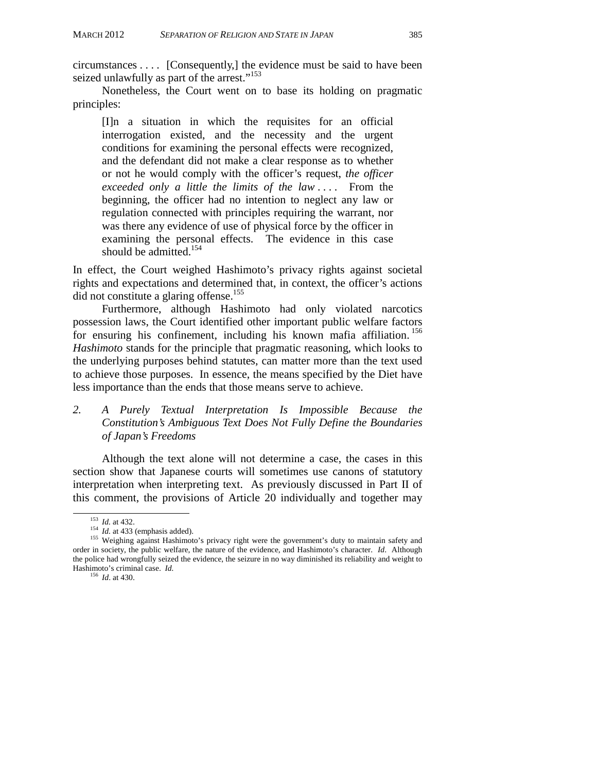circumstances . . . . [Consequently,] the evidence must be said to have been seized unlawfully as part of the arrest."[153]

Nonetheless, the Court went on to base its holding on pragmatic principles:

> [I]n a situation in which the requisites for an official interrogation existed, and the necessity and the urgent conditions for examining the personal effects were recognized, and the defendant did not make a clear response as to whether or not he would comply with the officer's request, *the officer exceeded only a little the limits of the law* . . . . From the beginning, the officer had no intention to neglect any law or regulation connected with principles requiring the warrant, nor was there any evidence of use of physical force by the officer in examining the personal effects. The evidence in this case should be admitted.[154]

In effect, the Court weighed Hashimoto's privacy rights against societal rights and expectations and determined that, in context, the officer's actions did not constitute a glaring offense.[155]

Furthermore, although Hashimoto had only violated narcotics possession laws, the Court identified other important public welfare factors for ensuring his confinement, including his known mafia affiliation.[156] *Hashimoto* stands for the principle that pragmatic reasoning, which looks to the underlying purposes behind statutes, can matter more than the text used to achieve those purposes. In essence, the means specified by the Diet have less importance than the ends that those means serve to achieve.

### 2. *A Purely Textual Interpretation Is Impossible Because the Constitution's Ambiguous Text Does Not Fully Define the Boundaries of Japan's Freedoms*

Although the text alone will not determine a case, the cases in this section show that Japanese courts will sometimes use canons of statutory interpretation when interpreting text. As previously discussed in Part II of this comment, the provisions of Article 20 individually and together may

---

[153] *Id.* at 432.

[154] *Id.* at 433 (emphasis added).

[155] Weighing against Hashimoto's privacy right were the government's duty to maintain safety and order in society, the public welfare, the nature of the evidence, and Hashimoto's character. *Id*. Although the police had wrongfully seized the evidence, the seizure in no way diminished its reliability and weight to Hashimoto's criminal case. *Id.*

[156] *Id*. at 430.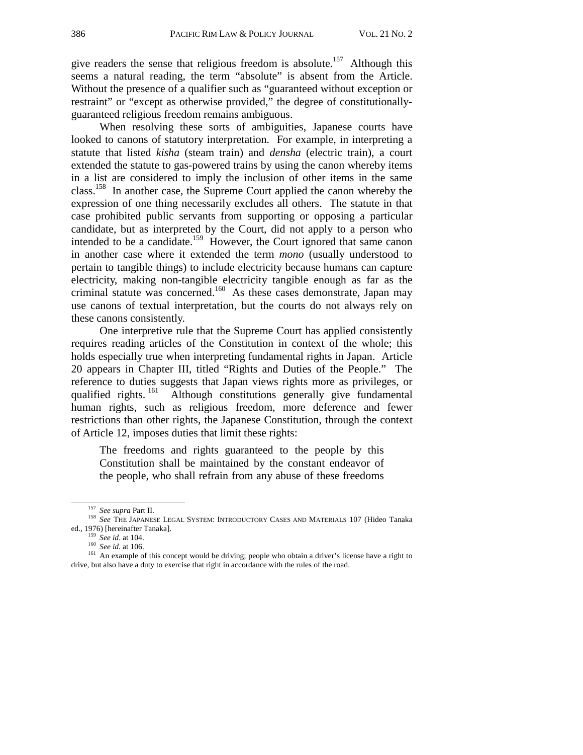give readers the sense that religious freedom is absolute.[157] Although this seems a natural reading, the term "absolute" is absent from the Article. Without the presence of a qualifier such as "guaranteed without exception or restraint" or "except as otherwise provided," the degree of constitutionally-guaranteed religious freedom remains ambiguous.

When resolving these sorts of ambiguities, Japanese courts have looked to canons of statutory interpretation. For example, in interpreting a statute that listed *kisha* (steam train) and *densha* (electric train), a court extended the statute to gas-powered trains by using the canon whereby items in a list are considered to imply the inclusion of other items in the same class.[158] In another case, the Supreme Court applied the canon whereby the expression of one thing necessarily excludes all others. The statute in that case prohibited public servants from supporting or opposing a particular candidate, but as interpreted by the Court, did not apply to a person who intended to be a candidate.[159] However, the Court ignored that same canon in another case where it extended the term *mono* (usually understood to pertain to tangible things) to include electricity because humans can capture electricity, making non-tangible electricity tangible enough as far as the criminal statute was concerned.[160] As these cases demonstrate, Japan may use canons of textual interpretation, but the courts do not always rely on these canons consistently.

One interpretive rule that the Supreme Court has applied consistently requires reading articles of the Constitution in context of the whole; this holds especially true when interpreting fundamental rights in Japan. Article 20 appears in Chapter III, titled "Rights and Duties of the People." The reference to duties suggests that Japan views rights more as privileges, or qualified rights.[161] Although constitutions generally give fundamental human rights, such as religious freedom, more deference and fewer restrictions than other rights, the Japanese Constitution, through the context of Article 12, imposes duties that limit these rights:

> The freedoms and rights guaranteed to the people by this Constitution shall be maintained by the constant endeavor of the people, who shall refrain from any abuse of these freedoms

---

[157] *See supra* Part II.

[158] *See* THE JAPANESE LEGAL SYSTEM: INTRODUCTORY CASES AND MATERIALS 107 (Hideo Tanaka ed., 1976) [hereinafter Tanaka].

[159] *See id*. at 104.

[160] *See id.* at 106.

[161] An example of this concept would be driving; people who obtain a driver's license have a right to drive, but also have a duty to exercise that right in accordance with the rules of the road.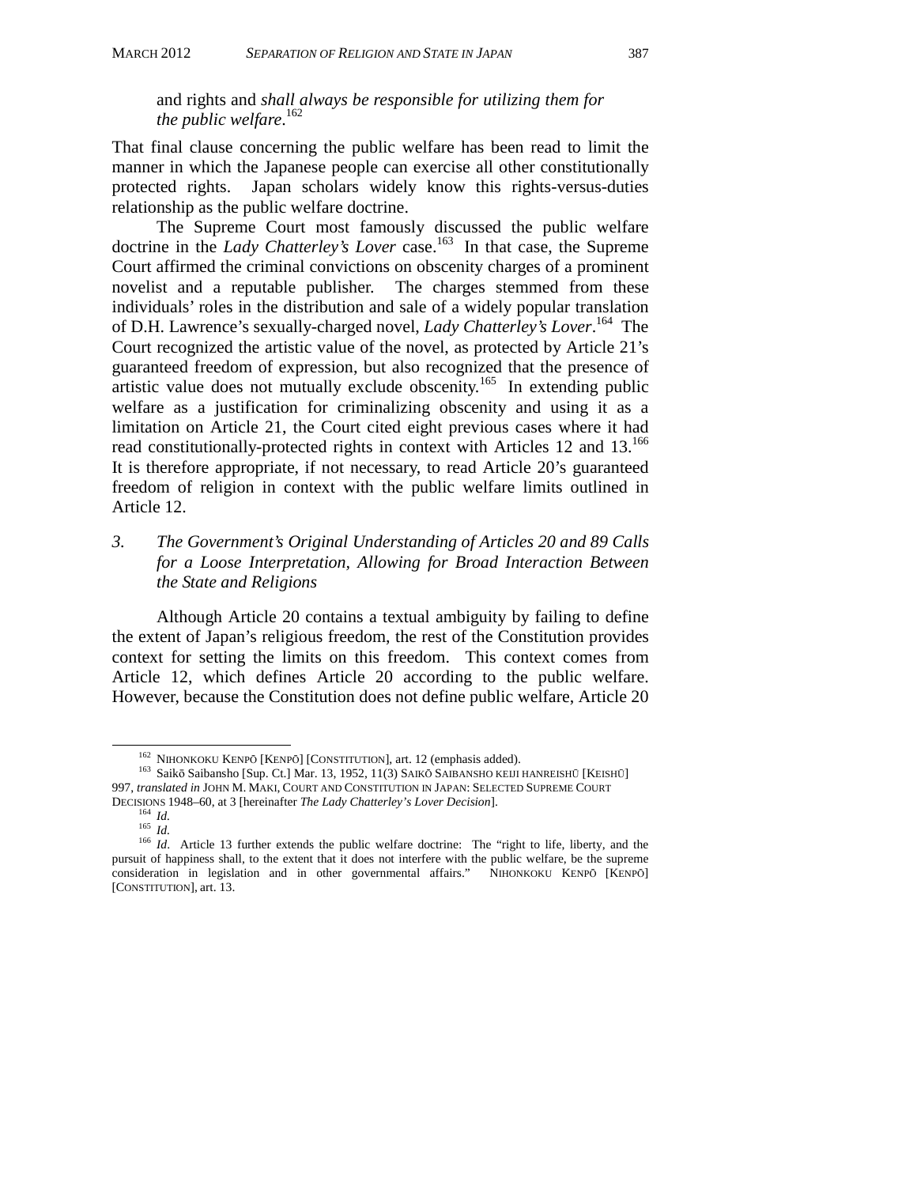and rights and *shall always be responsible for utilizing them for the public welfare*.[162]

That final clause concerning the public welfare has been read to limit the manner in which the Japanese people can exercise all other constitutionally protected rights. Japan scholars widely know this rights-versus-duties relationship as the public welfare doctrine.

The Supreme Court most famously discussed the public welfare doctrine in the *Lady Chatterley's Lover* case.[163] In that case, the Supreme Court affirmed the criminal convictions on obscenity charges of a prominent novelist and a reputable publisher. The charges stemmed from these individuals' roles in the distribution and sale of a widely popular translation of D.H. Lawrence's sexually-charged novel, *Lady Chatterley's Lover*.[164] The Court recognized the artistic value of the novel, as protected by Article 21's guaranteed freedom of expression, but also recognized that the presence of artistic value does not mutually exclude obscenity.[165] In extending public welfare as a justification for criminalizing obscenity and using it as a limitation on Article 21, the Court cited eight previous cases where it had read constitutionally-protected rights in context with Articles 12 and 13.[166] It is therefore appropriate, if not necessary, to read Article 20's guaranteed freedom of religion in context with the public welfare limits outlined in Article 12.

### *3. The Government's Original Understanding of Articles 20 and 89 Calls for a Loose Interpretation, Allowing for Broad Interaction Between the State and Religions*

Although Article 20 contains a textual ambiguity by failing to define the extent of Japan's religious freedom, the rest of the Constitution provides context for setting the limits on this freedom. This context comes from Article 12, which defines Article 20 according to the public welfare. However, because the Constitution does not define public welfare, Article 20

---

[162] NIHONKOKU KENPŌ [KENPŌ] [CONSTITUTION], art. 12 (emphasis added).

[163] Saikō Saibansho [Sup. Ct.] Mar. 13, 1952, 11(3) SAIKŌ SAIBANSHO KEIJI HANREISHŪ [KEISHŪ] 997, *translated in* JOHN M. MAKI, COURT AND CONSTITUTION IN JAPAN: SELECTED SUPREME COURT DECISIONS 1948–60, at 3 [hereinafter *The Lady Chatterley's Lover Decision*].

[164] *Id.*

[165] *Id.*

[166] *Id*. Article 13 further extends the public welfare doctrine: The "right to life, liberty, and the pursuit of happiness shall, to the extent that it does not interfere with the public welfare, be the supreme consideration in legislation and in other governmental affairs." NIHONKOKU KENPŌ [KENPŌ] [CONSTITUTION], art. 13.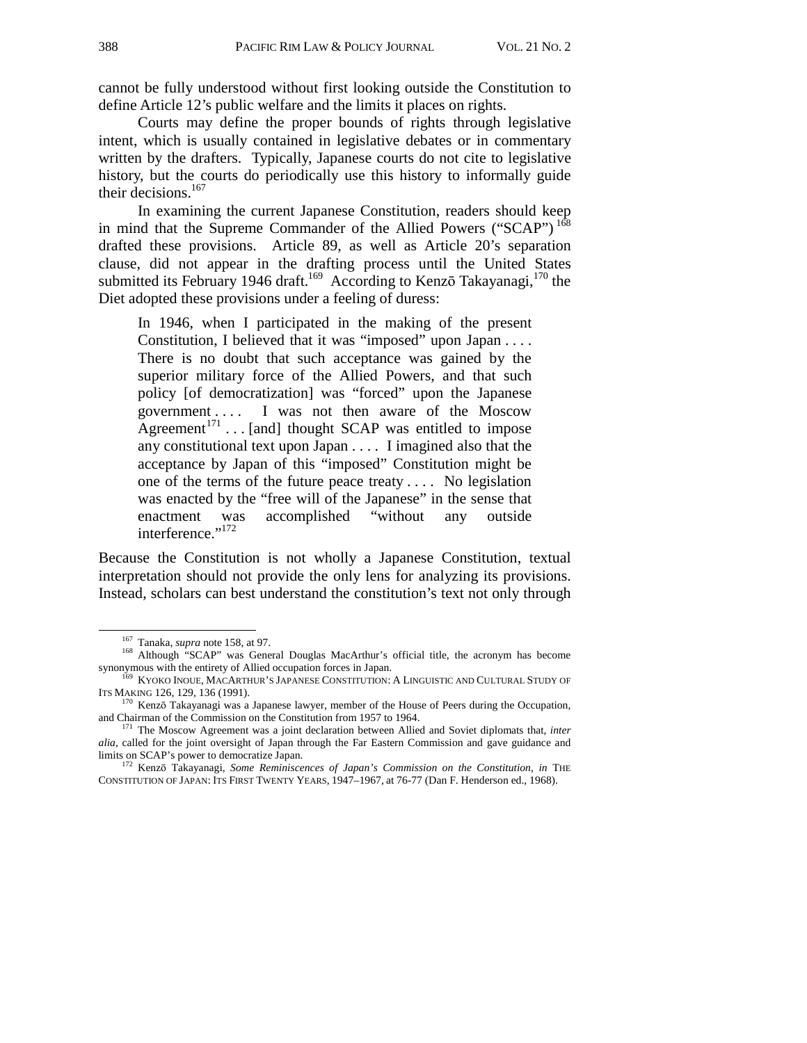cannot be fully understood without first looking outside the Constitution to define Article 12's public welfare and the limits it places on rights.

Courts may define the proper bounds of rights through legislative intent, which is usually contained in legislative debates or in commentary written by the drafters. Typically, Japanese courts do not cite to legislative history, but the courts do periodically use this history to informally guide their decisions.[167]

In examining the current Japanese Constitution, readers should keep in mind that the Supreme Commander of the Allied Powers ("SCAP")[168] drafted these provisions. Article 89, as well as Article 20's separation clause, did not appear in the drafting process until the United States submitted its February 1946 draft.[169] According to Kenzō Takayanagi,[170] the Diet adopted these provisions under a feeling of duress:

> In 1946, when I participated in the making of the present Constitution, I believed that it was "imposed" upon Japan . . . . There is no doubt that such acceptance was gained by the superior military force of the Allied Powers, and that such policy [of democratization] was "forced" upon the Japanese government . . . . I was not then aware of the Moscow Agreement[171] . . . [and] thought SCAP was entitled to impose any constitutional text upon Japan . . . . I imagined also that the acceptance by Japan of this "imposed" Constitution might be one of the terms of the future peace treaty . . . . No legislation was enacted by the "free will of the Japanese" in the sense that enactment was accomplished "without any outside interference."[172]

Because the Constitution is not wholly a Japanese Constitution, textual interpretation should not provide the only lens for analyzing its provisions. Instead, scholars can best understand the constitution's text not only through

---

[167] Tanaka, *supra* note 158, at 97.

[168] Although "SCAP" was General Douglas MacArthur's official title, the acronym has become synonymous with the entirety of Allied occupation forces in Japan.

[169] KYOKO INOUE, MACARTHUR'S JAPANESE CONSTITUTION: A LINGUISTIC AND CULTURAL STUDY OF ITS MAKING 126, 129, 136 (1991).

[170] Kenzō Takayanagi was a Japanese lawyer, member of the House of Peers during the Occupation, and Chairman of the Commission on the Constitution from 1957 to 1964.

[171] The Moscow Agreement was a joint declaration between Allied and Soviet diplomats that, *inter alia*, called for the joint oversight of Japan through the Far Eastern Commission and gave guidance and limits on SCAP's power to democratize Japan.

[172] Kenzō Takayanagi, *Some Reminiscences of Japan's Commission on the Constitution*, *in* THE CONSTITUTION OF JAPAN: ITS FIRST TWENTY YEARS, 1947–1967, at 76-77 (Dan F. Henderson ed., 1968).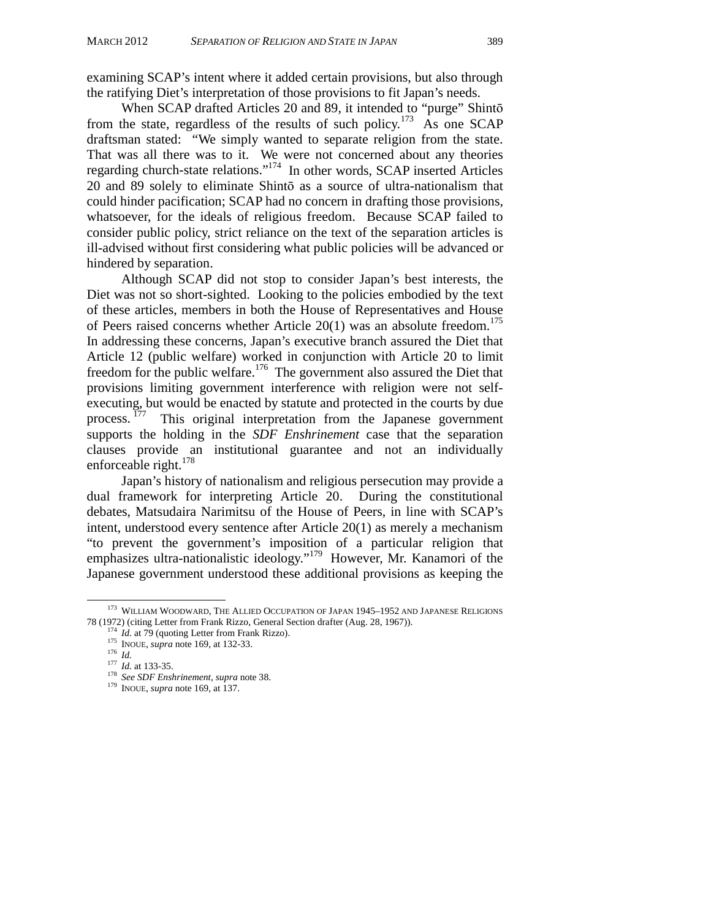examining SCAP's intent where it added certain provisions, but also through the ratifying Diet's interpretation of those provisions to fit Japan's needs.

When SCAP drafted Articles 20 and 89, it intended to "purge" Shintō from the state, regardless of the results of such policy.[173] As one SCAP draftsman stated: "We simply wanted to separate religion from the state. That was all there was to it. We were not concerned about any theories regarding church-state relations."[174] In other words, SCAP inserted Articles 20 and 89 solely to eliminate Shintō as a source of ultra-nationalism that could hinder pacification; SCAP had no concern in drafting those provisions, whatsoever, for the ideals of religious freedom. Because SCAP failed to consider public policy, strict reliance on the text of the separation articles is ill-advised without first considering what public policies will be advanced or hindered by separation.

Although SCAP did not stop to consider Japan's best interests, the Diet was not so short-sighted. Looking to the policies embodied by the text of these articles, members in both the House of Representatives and House of Peers raised concerns whether Article 20(1) was an absolute freedom.[175] In addressing these concerns, Japan's executive branch assured the Diet that Article 12 (public welfare) worked in conjunction with Article 20 to limit freedom for the public welfare.[176] The government also assured the Diet that provisions limiting government interference with religion were not self-executing, but would be enacted by statute and protected in the courts by due process.[177] This original interpretation from the Japanese government supports the holding in the *SDF Enshrinement* case that the separation clauses provide an institutional guarantee and not an individually enforceable right.[178]

Japan's history of nationalism and religious persecution may provide a dual framework for interpreting Article 20. During the constitutional debates, Matsudaira Narimitsu of the House of Peers, in line with SCAP's intent, understood every sentence after Article 20(1) as merely a mechanism "to prevent the government's imposition of a particular religion that emphasizes ultra-nationalistic ideology."[179] However, Mr. Kanamori of the Japanese government understood these additional provisions as keeping the

---

[173] WILLIAM WOODWARD, THE ALLIED OCCUPATION OF JAPAN 1945–1952 AND JAPANESE RELIGIONS 78 (1972) (citing Letter from Frank Rizzo, General Section drafter (Aug. 28, 1967)).

[174] *Id.* at 79 (quoting Letter from Frank Rizzo).

[175] INOUE, *supra* note 169, at 132-33.

[176] *Id.*

[177] *Id.* at 133-35.

[178] *See SDF Enshrinement*, *supra* note 38.

[179] INOUE, *supra* note 169, at 137.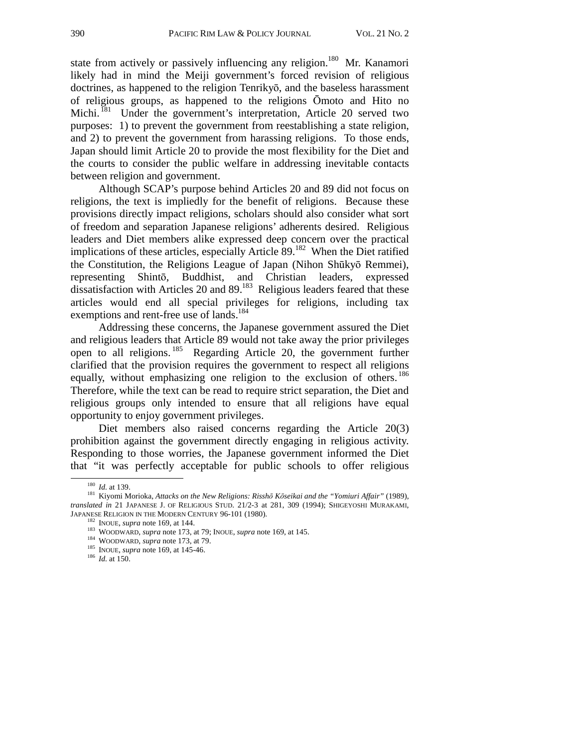state from actively or passively influencing any religion.[180] Mr. Kanamori likely had in mind the Meiji government's forced revision of religious doctrines, as happened to the religion Tenrikyō, and the baseless harassment of religious groups, as happened to the religions Ōmoto and Hito no Michi.[181] Under the government's interpretation, Article 20 served two purposes: 1) to prevent the government from reestablishing a state religion, and 2) to prevent the government from harassing religions. To those ends, Japan should limit Article 20 to provide the most flexibility for the Diet and the courts to consider the public welfare in addressing inevitable contacts between religion and government.

Although SCAP's purpose behind Articles 20 and 89 did not focus on religions, the text is impliedly for the benefit of religions. Because these provisions directly impact religions, scholars should also consider what sort of freedom and separation Japanese religions' adherents desired. Religious leaders and Diet members alike expressed deep concern over the practical implications of these articles, especially Article 89.[182] When the Diet ratified the Constitution, the Religions League of Japan (Nihon Shūkyō Remmei), representing Shintō, Buddhist, and Christian leaders, expressed dissatisfaction with Articles 20 and 89.[183] Religious leaders feared that these articles would end all special privileges for religions, including tax exemptions and rent-free use of lands.[184]

Addressing these concerns, the Japanese government assured the Diet and religious leaders that Article 89 would not take away the prior privileges open to all religions.[185] Regarding Article 20, the government further clarified that the provision requires the government to respect all religions equally, without emphasizing one religion to the exclusion of others.[186] Therefore, while the text can be read to require strict separation, the Diet and religious groups only intended to ensure that all religions have equal opportunity to enjoy government privileges.

Diet members also raised concerns regarding the Article 20(3) prohibition against the government directly engaging in religious activity. Responding to those worries, the Japanese government informed the Diet that "it was perfectly acceptable for public schools to offer religious

---

[180] *Id.* at 139.

[181] Kiyomi Morioka, *Attacks on the New Religions: Risshō Kōseikai and the "Yomiuri Affair"* (1989), *translated in* 21 JAPANESE J. OF RELIGIOUS STUD. 21/2-3 at 281, 309 (1994); SHIGEYOSHI MURAKAMI, JAPANESE RELIGION IN THE MODERN CENTURY 96-101 (1980).

[182] INOUE, *supra* note 169, at 144.

[183] WOODWARD, *supra* note 173, at 79; INOUE, *supra* note 169, at 145.

[184] WOODWARD, *supra* note 173, at 79.

[185] INOUE, *supra* note 169, at 145-46.

[186] *Id.* at 150.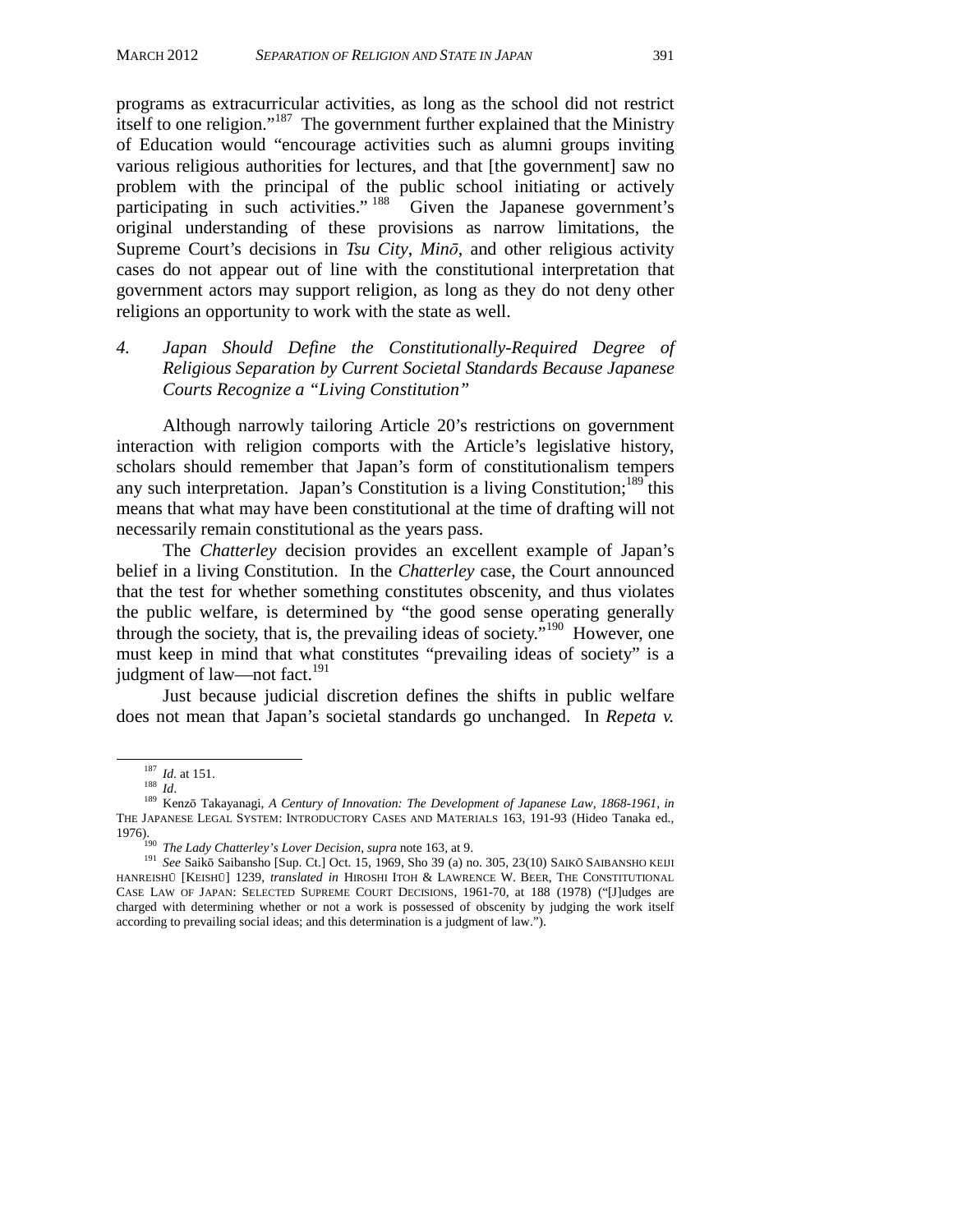programs as extracurricular activities, as long as the school did not restrict itself to one religion."[187] The government further explained that the Ministry of Education would "encourage activities such as alumni groups inviting various religious authorities for lectures, and that [the government] saw no problem with the principal of the public school initiating or actively participating in such activities."[188] Given the Japanese government's original understanding of these provisions as narrow limitations, the Supreme Court's decisions in *Tsu City*, *Minō*, and other religious activity cases do not appear out of line with the constitutional interpretation that government actors may support religion, as long as they do not deny other religions an opportunity to work with the state as well.

### *4. Japan Should Define the Constitutionally-Required Degree of Religious Separation by Current Societal Standards Because Japanese Courts Recognize a "Living Constitution"*

Although narrowly tailoring Article 20's restrictions on government interaction with religion comports with the Article's legislative history, scholars should remember that Japan's form of constitutionalism tempers any such interpretation. Japan's Constitution is a living Constitution;[189] this means that what may have been constitutional at the time of drafting will not necessarily remain constitutional as the years pass.

The *Chatterley* decision provides an excellent example of Japan's belief in a living Constitution. In the *Chatterley* case, the Court announced that the test for whether something constitutes obscenity, and thus violates the public welfare, is determined by "the good sense operating generally through the society, that is, the prevailing ideas of society."[190] However, one must keep in mind that what constitutes "prevailing ideas of society" is a judgment of law—not fact.[191]

Just because judicial discretion defines the shifts in public welfare does not mean that Japan's societal standards go unchanged. In *Repeta v.*

---

[187] *Id.* at 151.

[188] *Id.*

[189] Kenzō Takayanagi, *A Century of Innovation: The Development of Japanese Law, 1868-1961*, *in* THE JAPANESE LEGAL SYSTEM: INTRODUCTORY CASES AND MATERIALS 163, 191-93 (Hideo Tanaka ed., 1976).

[190] *The Lady Chatterley's Lover Decision*, *supra* note 163, at 9.

[191] *See* Saikō Saibansho [Sup. Ct.] Oct. 15, 1969, Sho 39 (a) no. 305, 23(10) SAIKŌ SAIBANSHO KEIJI HANREISHŪ [KEISHŪ] 1239, *translated in* HIROSHI ITOH & LAWRENCE W. BEER, THE CONSTITUTIONAL CASE LAW OF JAPAN: SELECTED SUPREME COURT DECISIONS, 1961-70, at 188 (1978) ("[J]udges are charged with determining whether or not a work is possessed of obscenity by judging the work itself according to prevailing social ideas; and this determination is a judgment of law.").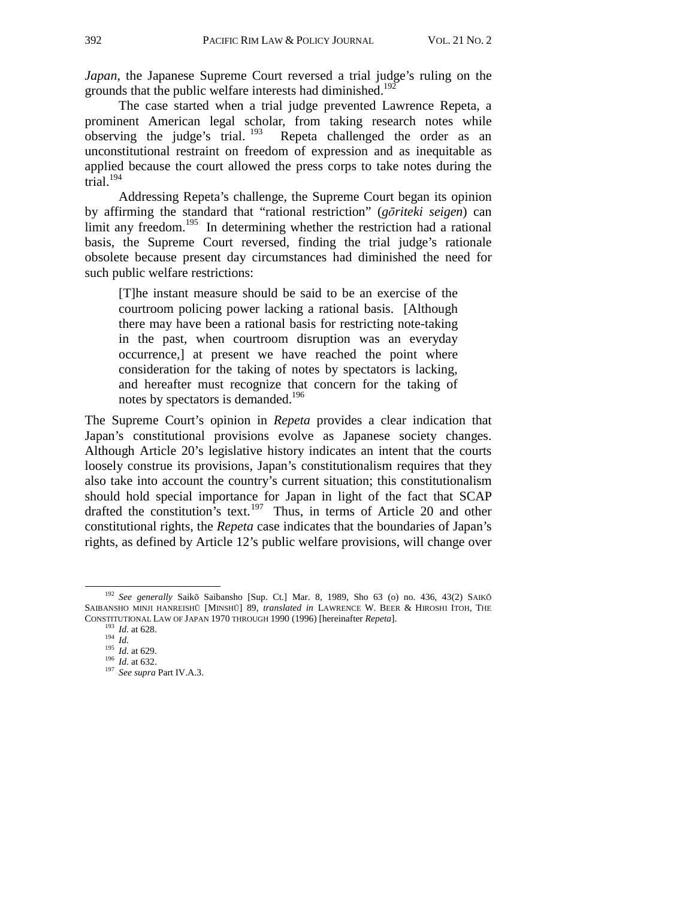*Japan*, the Japanese Supreme Court reversed a trial judge's ruling on the grounds that the public welfare interests had diminished.[192]

The case started when a trial judge prevented Lawrence Repeta, a prominent American legal scholar, from taking research notes while observing the judge's trial.[193] Repeta challenged the order as an unconstitutional restraint on freedom of expression and as inequitable as applied because the court allowed the press corps to take notes during the trial.[194]

Addressing Repeta's challenge, the Supreme Court began its opinion by affirming the standard that "rational restriction" (*gōriteki seigen*) can limit any freedom.[195] In determining whether the restriction had a rational basis, the Supreme Court reversed, finding the trial judge's rationale obsolete because present day circumstances had diminished the need for such public welfare restrictions:

> [T]he instant measure should be said to be an exercise of the courtroom policing power lacking a rational basis. [Although there may have been a rational basis for restricting note-taking in the past, when courtroom disruption was an everyday occurrence,] at present we have reached the point where consideration for the taking of notes by spectators is lacking, and hereafter must recognize that concern for the taking of notes by spectators is demanded.[196]

The Supreme Court's opinion in *Repeta* provides a clear indication that Japan's constitutional provisions evolve as Japanese society changes. Although Article 20's legislative history indicates an intent that the courts loosely construe its provisions, Japan's constitutionalism requires that they also take into account the country's current situation; this constitutionalism should hold special importance for Japan in light of the fact that SCAP drafted the constitution's text.[197] Thus, in terms of Article 20 and other constitutional rights, the *Repeta* case indicates that the boundaries of Japan's rights, as defined by Article 12's public welfare provisions, will change over

---

[192] *See generally* Saikō Saibansho [Sup. Ct.] Mar. 8, 1989, Sho 63 (o) no. 436, 43(2) SAIKŌ SAIBANSHO MINJI HANREISHŪ [MINSHŪ] 89, *translated in* LAWRENCE W. BEER & HIROSHI ITOH, THE CONSTITUTIONAL LAW OF JAPAN 1970 THROUGH 1990 (1996) [hereinafter *Repeta*].

[193] *Id.* at 628.

[194] *Id.*

[195] *Id.* at 629.

[196] *Id.* at 632.

[197] *See supra* Part IV.A.3.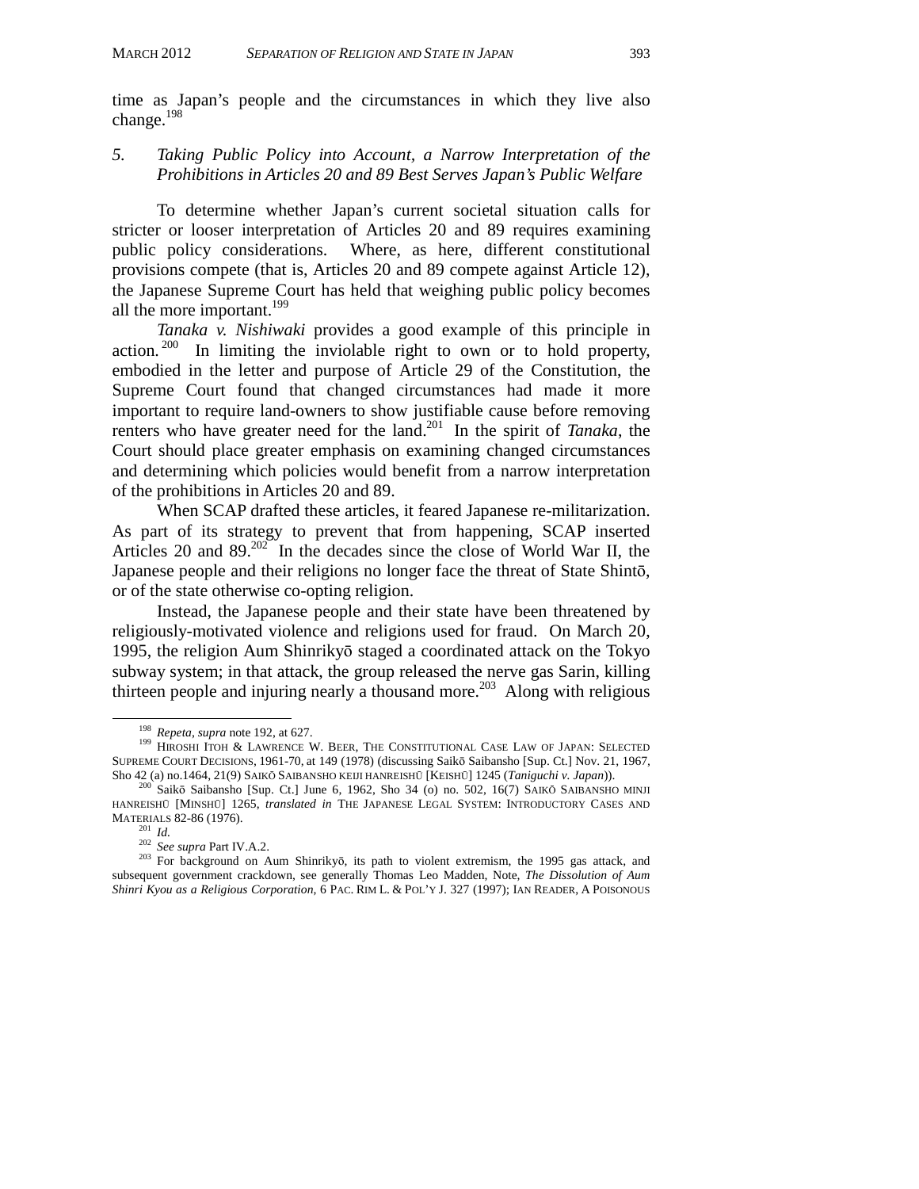time as Japan's people and the circumstances in which they live also change.[198]

### 5. *Taking Public Policy into Account, a Narrow Interpretation of the Prohibitions in Articles 20 and 89 Best Serves Japan's Public Welfare*

To determine whether Japan's current societal situation calls for stricter or looser interpretation of Articles 20 and 89 requires examining public policy considerations. Where, as here, different constitutional provisions compete (that is, Articles 20 and 89 compete against Article 12), the Japanese Supreme Court has held that weighing public policy becomes all the more important.[199]

*Tanaka v. Nishiwaki* provides a good example of this principle in action.[200] In limiting the inviolable right to own or to hold property, embodied in the letter and purpose of Article 29 of the Constitution, the Supreme Court found that changed circumstances had made it more important to require land-owners to show justifiable cause before removing renters who have greater need for the land.[201] In the spirit of *Tanaka*, the Court should place greater emphasis on examining changed circumstances and determining which policies would benefit from a narrow interpretation of the prohibitions in Articles 20 and 89.

When SCAP drafted these articles, it feared Japanese re-militarization. As part of its strategy to prevent that from happening, SCAP inserted Articles 20 and 89.[202] In the decades since the close of World War II, the Japanese people and their religions no longer face the threat of State Shintō, or of the state otherwise co-opting religion.

Instead, the Japanese people and their state have been threatened by religiously-motivated violence and religions used for fraud. On March 20, 1995, the religion Aum Shinrikyō staged a coordinated attack on the Tokyo subway system; in that attack, the group released the nerve gas Sarin, killing thirteen people and injuring nearly a thousand more.[203] Along with religious

---

[198] *Repeta*, *supra* note 192, at 627.

[199] HIROSHI ITOH & LAWRENCE W. BEER, THE CONSTITUTIONAL CASE LAW OF JAPAN: SELECTED SUPREME COURT DECISIONS, 1961-70, at 149 (1978) (discussing Saikō Saibansho [Sup. Ct.] Nov. 21, 1967, Sho 42 (a) no.1464, 21(9) SAIKŌ SAIBANSHO KEIJI HANREISHŪ [KEISHŪ] 1245 (*Taniguchi v. Japan*)).

[200] Saikō Saibansho [Sup. Ct.] June 6, 1962, Sho 34 (o) no. 502, 16(7) SAIKŌ SAIBANSHO MINJI HANREISHŪ [MINSHŪ] 1265, *translated in* THE JAPANESE LEGAL SYSTEM: INTRODUCTORY CASES AND MATERIALS 82-86 (1976).

[201] *Id.*

[202] *See supra* Part IV.A.2.

[203] For background on Aum Shinrikyō, its path to violent extremism, the 1995 gas attack, and subsequent government crackdown, see generally Thomas Leo Madden, Note, *The Dissolution of Aum Shinri Kyou as a Religious Corporation*, 6 PAC. RIM L. & POL'Y J. 327 (1997); IAN READER, A POISONOUS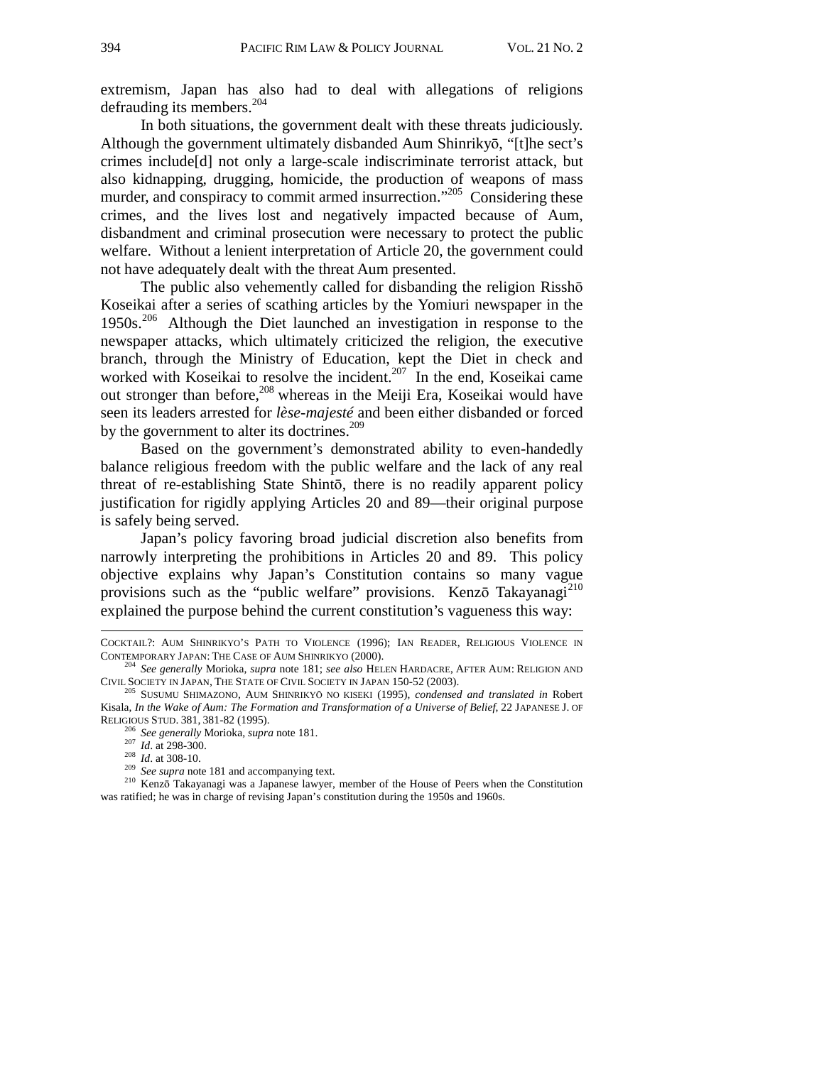extremism, Japan has also had to deal with allegations of religions defrauding its members.[204]

In both situations, the government dealt with these threats judiciously. Although the government ultimately disbanded Aum Shinrikyō, "[t]he sect's crimes include[d] not only a large-scale indiscriminate terrorist attack, but also kidnapping, drugging, homicide, the production of weapons of mass murder, and conspiracy to commit armed insurrection."[205] Considering these crimes, and the lives lost and negatively impacted because of Aum, disbandment and criminal prosecution were necessary to protect the public welfare. Without a lenient interpretation of Article 20, the government could not have adequately dealt with the threat Aum presented.

The public also vehemently called for disbanding the religion Risshō Koseikai after a series of scathing articles by the Yomiuri newspaper in the 1950s.[206] Although the Diet launched an investigation in response to the newspaper attacks, which ultimately criticized the religion, the executive branch, through the Ministry of Education, kept the Diet in check and worked with Koseikai to resolve the incident.[207] In the end, Koseikai came out stronger than before,[208] whereas in the Meiji Era, Koseikai would have seen its leaders arrested for *lèse-majesté* and been either disbanded or forced by the government to alter its doctrines.[209]

Based on the government's demonstrated ability to even-handedly balance religious freedom with the public welfare and the lack of any real threat of re-establishing State Shintō, there is no readily apparent policy justification for rigidly applying Articles 20 and 89—their original purpose is safely being served.

Japan's policy favoring broad judicial discretion also benefits from narrowly interpreting the prohibitions in Articles 20 and 89. This policy objective explains why Japan's Constitution contains so many vague provisions such as the "public welfare" provisions. Kenzō Takayanagi[210] explained the purpose behind the current constitution's vagueness this way:

---

COCKTAIL?: AUM SHINRIKYO'S PATH TO VIOLENCE (1996); IAN READER, RELIGIOUS VIOLENCE IN CONTEMPORARY JAPAN: THE CASE OF AUM SHINRIKYO (2000).

[204] *See generally* Morioka, *supra* note 181; *see also* HELEN HARDACRE, AFTER AUM: RELIGION AND CIVIL SOCIETY IN JAPAN, THE STATE OF CIVIL SOCIETY IN JAPAN 150-52 (2003).

[205] SUSUMU SHIMAZONO, AUM SHINRIKYŌ NO KISEKI (1995), *condensed and translated in* Robert Kisala, *In the Wake of Aum: The Formation and Transformation of a Universe of Belief*, 22 JAPANESE J. OF RELIGIOUS STUD. 381, 381-82 (1995).

[206] *See generally* Morioka, *supra* note 181.

[207] *Id*. at 298-300.

[208] *Id*. at 308-10.

[209] *See supra* note 181 and accompanying text.

[210] Kenzō Takayanagi was a Japanese lawyer, member of the House of Peers when the Constitution was ratified; he was in charge of revising Japan's constitution during the 1950s and 1960s.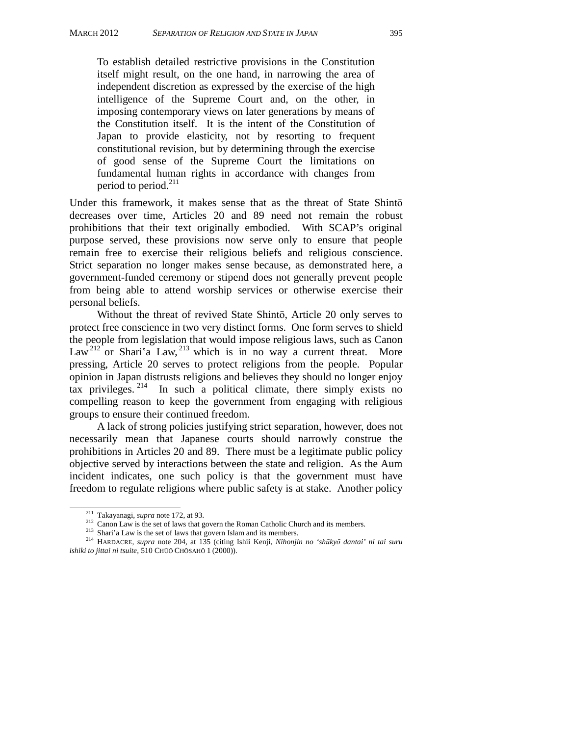> To establish detailed restrictive provisions in the Constitution itself might result, on the one hand, in narrowing the area of independent discretion as expressed by the exercise of the high intelligence of the Supreme Court and, on the other, in imposing contemporary views on later generations by means of the Constitution itself. It is the intent of the Constitution of Japan to provide elasticity, not by resorting to frequent constitutional revision, but by determining through the exercise of good sense of the Supreme Court the limitations on fundamental human rights in accordance with changes from period to period.[211]

Under this framework, it makes sense that as the threat of State Shintō decreases over time, Articles 20 and 89 need not remain the robust prohibitions that their text originally embodied. With SCAP's original purpose served, these provisions now serve only to ensure that people remain free to exercise their religious beliefs and religious conscience. Strict separation no longer makes sense because, as demonstrated here, a government-funded ceremony or stipend does not generally prevent people from being able to attend worship services or otherwise exercise their personal beliefs.

Without the threat of revived State Shintō, Article 20 only serves to protect free conscience in two very distinct forms. One form serves to shield the people from legislation that would impose religious laws, such as Canon Law[212] or Shariʻa Law,[213] which is in no way a current threat. More pressing, Article 20 serves to protect religions from the people. Popular opinion in Japan distrusts religions and believes they should no longer enjoy tax privileges.[214] In such a political climate, there simply exists no compelling reason to keep the government from engaging with religious groups to ensure their continued freedom.

A lack of strong policies justifying strict separation, however, does not necessarily mean that Japanese courts should narrowly construe the prohibitions in Articles 20 and 89. There must be a legitimate public policy objective served by interactions between the state and religion. As the Aum incident indicates, one such policy is that the government must have freedom to regulate religions where public safety is at stake. Another policy

---

[211] Takayanagi, *supra* note 172, at 93.

[212] Canon Law is the set of laws that govern the Roman Catholic Church and its members.

[213] Shariʻa Law is the set of laws that govern Islam and its members.

[214] HARDACRE, *supra* note 204, at 135 (citing Ishii Kenji, *Nihonjin no 'shūkyō dantai' ni tai suru ishiki to jittai ni tsuite*, 510 CHŪŌ CHŌSAHŌ 1 (2000)).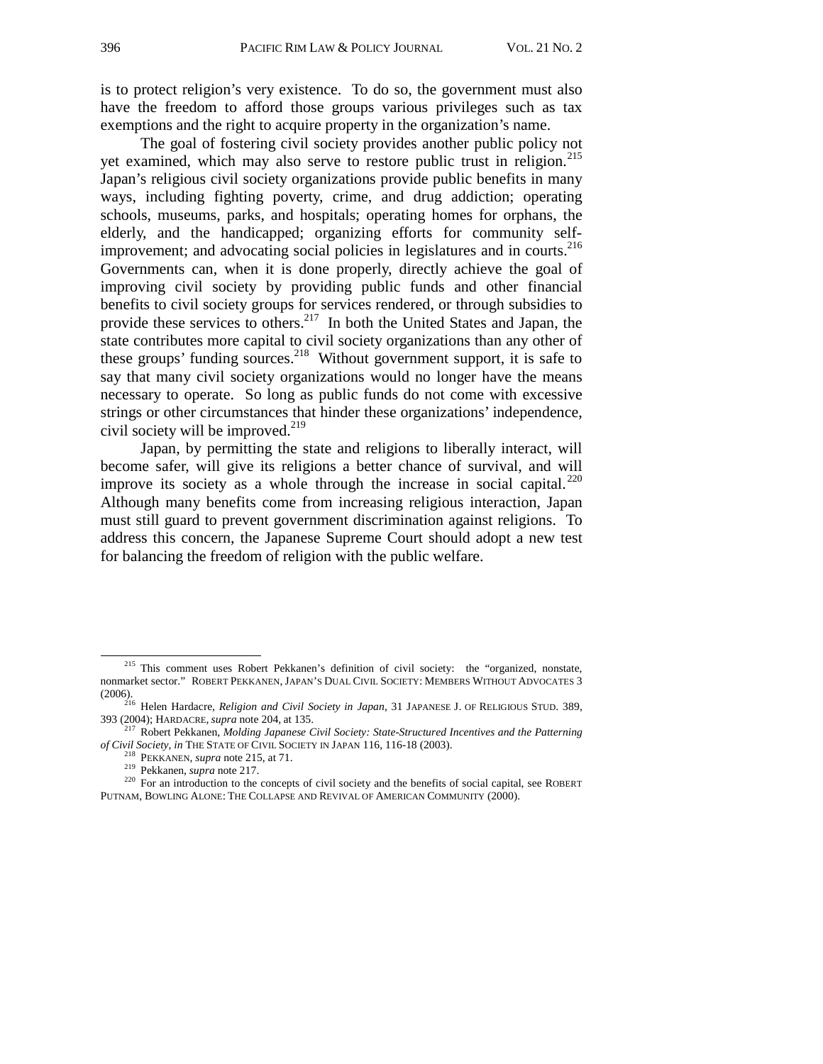is to protect religion's very existence. To do so, the government must also have the freedom to afford those groups various privileges such as tax exemptions and the right to acquire property in the organization's name.

The goal of fostering civil society provides another public policy not yet examined, which may also serve to restore public trust in religion.[215] Japan's religious civil society organizations provide public benefits in many ways, including fighting poverty, crime, and drug addiction; operating schools, museums, parks, and hospitals; operating homes for orphans, the elderly, and the handicapped; organizing efforts for community self-improvement; and advocating social policies in legislatures and in courts.[216] Governments can, when it is done properly, directly achieve the goal of improving civil society by providing public funds and other financial benefits to civil society groups for services rendered, or through subsidies to provide these services to others.[217] In both the United States and Japan, the state contributes more capital to civil society organizations than any other of these groups' funding sources.[218] Without government support, it is safe to say that many civil society organizations would no longer have the means necessary to operate. So long as public funds do not come with excessive strings or other circumstances that hinder these organizations' independence, civil society will be improved.[219]

Japan, by permitting the state and religions to liberally interact, will become safer, will give its religions a better chance of survival, and will improve its society as a whole through the increase in social capital.[220] Although many benefits come from increasing religious interaction, Japan must still guard to prevent government discrimination against religions. To address this concern, the Japanese Supreme Court should adopt a new test for balancing the freedom of religion with the public welfare.

---

[215] This comment uses Robert Pekkanen's definition of civil society: the "organized, nonstate, nonmarket sector." ROBERT PEKKANEN, JAPAN'S DUAL CIVIL SOCIETY: MEMBERS WITHOUT ADVOCATES 3 (2006).

[216] Helen Hardacre, *Religion and Civil Society in Japan*, 31 JAPANESE J. OF RELIGIOUS STUD. 389, 393 (2004); HARDACRE, *supra* note 204, at 135.

[217] Robert Pekkanen, *Molding Japanese Civil Society: State-Structured Incentives and the Patterning of Civil Society*, *in* THE STATE OF CIVIL SOCIETY IN JAPAN 116, 116-18 (2003).

[218] PEKKANEN, *supra* note 215, at 71.

[219] Pekkanen, *supra* note 217.

[220] For an introduction to the concepts of civil society and the benefits of social capital, see ROBERT PUTNAM, BOWLING ALONE: THE COLLAPSE AND REVIVAL OF AMERICAN COMMUNITY (2000).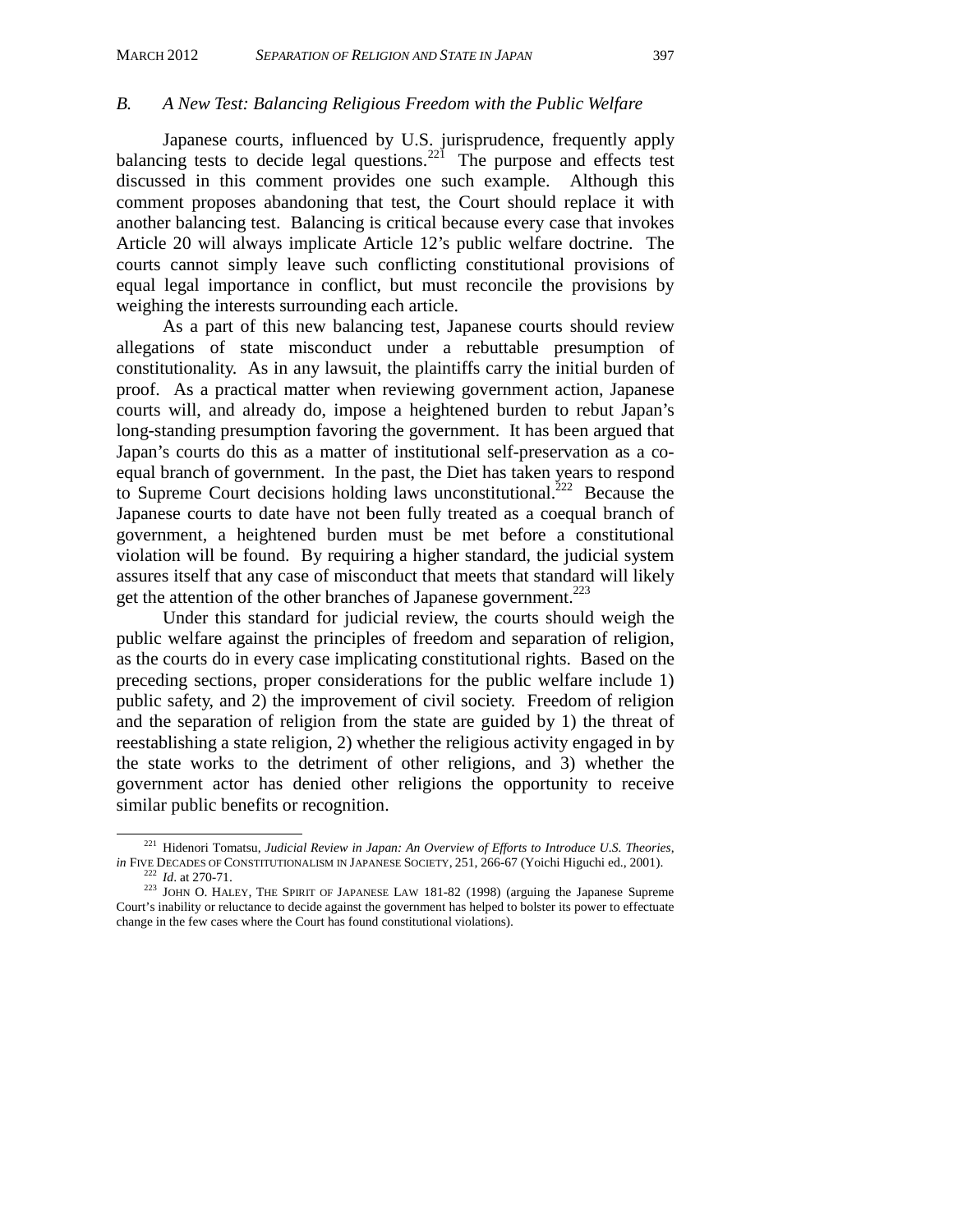### *B. A New Test: Balancing Religious Freedom with the Public Welfare*

Japanese courts, influenced by U.S. jurisprudence, frequently apply balancing tests to decide legal questions.[221] The purpose and effects test discussed in this comment provides one such example. Although this comment proposes abandoning that test, the Court should replace it with another balancing test. Balancing is critical because every case that invokes Article 20 will always implicate Article 12's public welfare doctrine. The courts cannot simply leave such conflicting constitutional provisions of equal legal importance in conflict, but must reconcile the provisions by weighing the interests surrounding each article.

As a part of this new balancing test, Japanese courts should review allegations of state misconduct under a rebuttable presumption of constitutionality. As in any lawsuit, the plaintiffs carry the initial burden of proof. As a practical matter when reviewing government action, Japanese courts will, and already do, impose a heightened burden to rebut Japan's long-standing presumption favoring the government. It has been argued that Japan's courts do this as a matter of institutional self-preservation as a co-equal branch of government. In the past, the Diet has taken years to respond to Supreme Court decisions holding laws unconstitutional.[222] Because the Japanese courts to date have not been fully treated as a coequal branch of government, a heightened burden must be met before a constitutional violation will be found. By requiring a higher standard, the judicial system assures itself that any case of misconduct that meets that standard will likely get the attention of the other branches of Japanese government.[223]

Under this standard for judicial review, the courts should weigh the public welfare against the principles of freedom and separation of religion, as the courts do in every case implicating constitutional rights. Based on the preceding sections, proper considerations for the public welfare include 1) public safety, and 2) the improvement of civil society. Freedom of religion and the separation of religion from the state are guided by 1) the threat of reestablishing a state religion, 2) whether the religious activity engaged in by the state works to the detriment of other religions, and 3) whether the government actor has denied other religions the opportunity to receive similar public benefits or recognition.

---

[221] Hidenori Tomatsu, *Judicial Review in Japan: An Overview of Efforts to Introduce U.S. Theories*, *in* FIVE DECADES OF CONSTITUTIONALISM IN JAPANESE SOCIETY, 251, 266-67 (Yoichi Higuchi ed., 2001).

[222] *Id*. at 270-71.

[223] JOHN O. HALEY, THE SPIRIT OF JAPANESE LAW 181-82 (1998) (arguing the Japanese Supreme Court's inability or reluctance to decide against the government has helped to bolster its power to effectuate change in the few cases where the Court has found constitutional violations).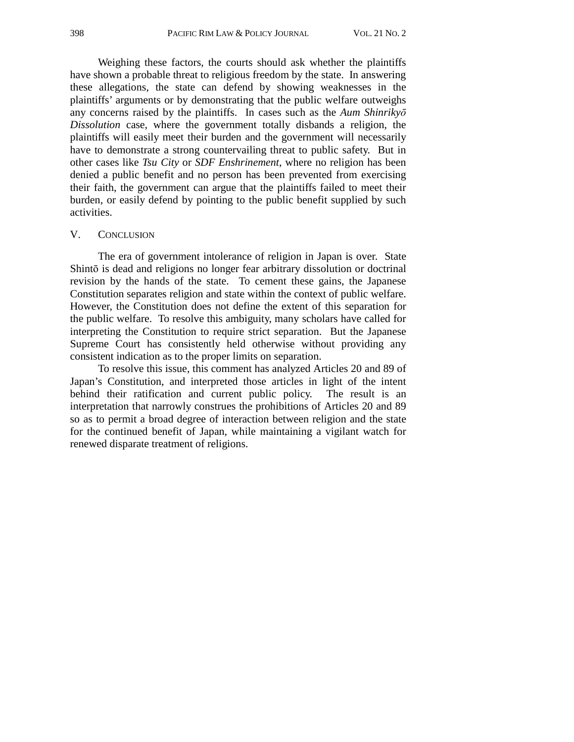Weighing these factors, the courts should ask whether the plaintiffs have shown a probable threat to religious freedom by the state. In answering these allegations, the state can defend by showing weaknesses in the plaintiffs' arguments or by demonstrating that the public welfare outweighs any concerns raised by the plaintiffs. In cases such as the *Aum Shinrikyō Dissolution* case, where the government totally disbands a religion, the plaintiffs will easily meet their burden and the government will necessarily have to demonstrate a strong countervailing threat to public safety. But in other cases like *Tsu City* or *SDF Enshrinement*, where no religion has been denied a public benefit and no person has been prevented from exercising their faith, the government can argue that the plaintiffs failed to meet their burden, or easily defend by pointing to the public benefit supplied by such activities.

## V. CONCLUSION

The era of government intolerance of religion in Japan is over. State Shintō is dead and religions no longer fear arbitrary dissolution or doctrinal revision by the hands of the state. To cement these gains, the Japanese Constitution separates religion and state within the context of public welfare. However, the Constitution does not define the extent of this separation for the public welfare. To resolve this ambiguity, many scholars have called for interpreting the Constitution to require strict separation. But the Japanese Supreme Court has consistently held otherwise without providing any consistent indication as to the proper limits on separation.

To resolve this issue, this comment has analyzed Articles 20 and 89 of Japan's Constitution, and interpreted those articles in light of the intent behind their ratification and current public policy. The result is an interpretation that narrowly construes the prohibitions of Articles 20 and 89 so as to permit a broad degree of interaction between religion and the state for the continued benefit of Japan, while maintaining a vigilant watch for renewed disparate treatment of religions.